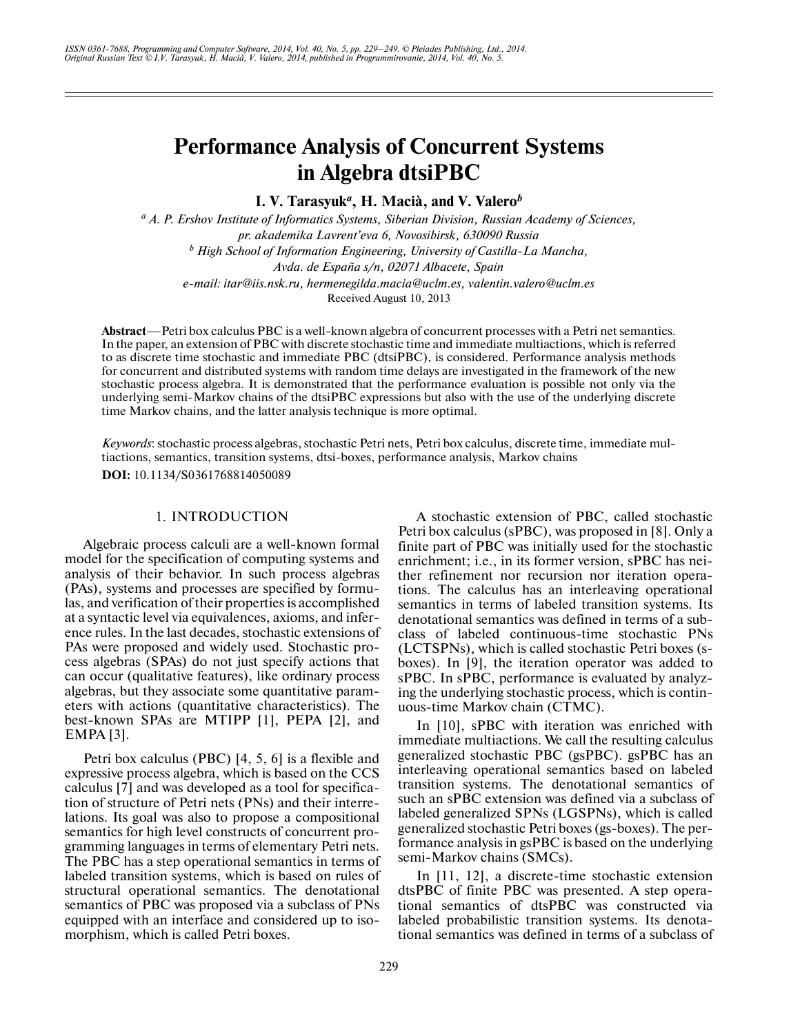# Performance Analysis of Concurrent Systems in Algebra dtsiPBC

**I. V. Tarasyuk[a], H. Macià, and V. Valero[b]**

[a] *A. P. Ershov Institute of Informatics Systems, Siberian Division, Russian Academy of Sciences, pr. akademika Lavrent'eva 6, Novosibirsk, 630090 Russia*

[b] *High School of Information Engineering, University of Castilla-La Mancha, Avda. de España s/n, 02071 Albacete, Spain*

*e-mail: itar@iis.nsk.ru, hermenegilda.macia@uclm.es, valentin.valero@uclm.es*

Received August 10, 2013

**Abstract**—Petri box calculus PBC is a well-known algebra of concurrent processes with a Petri net semantics. In the paper, an extension of PBC with discrete stochastic time and immediate multiactions, which is referred to as discrete time stochastic and immediate PBC (dtsiPBC), is considered. Performance analysis methods for concurrent and distributed systems with random time delays are investigated in the framework of the new stochastic process algebra. It is demonstrated that the performance evaluation is possible not only via the underlying semi-Markov chains of the dtsiPBC expressions but also with the use of the underlying discrete time Markov chains, and the latter analysis technique is more optimal.

*Keywords*: stochastic process algebras, stochastic Petri nets, Petri box calculus, discrete time, immediate multiactions, semantics, transition systems, dtsi-boxes, performance analysis, Markov chains

**DOI:** 10.1134/S0361768814050089

## 1. INTRODUCTION

Algebraic process calculi are a well-known formal model for the specification of computing systems and analysis of their behavior. In such process algebras (PAs), systems and processes are specified by formulas, and verification of their properties is accomplished at a syntactic level via equivalences, axioms, and inference rules. In the last decades, stochastic extensions of PAs were proposed and widely used. Stochastic process algebras (SPAs) do not just specify actions that can occur (qualitative features), like ordinary process algebras, but they associate some quantitative parameters with actions (quantitative characteristics). The best-known SPAs are MTIPP [1], PEPA [2], and EMPA [3].

Petri box calculus (PBC) [4, 5, 6] is a flexible and expressive process algebra, which is based on the CCS calculus [7] and was developed as a tool for specification of structure of Petri nets (PNs) and their interrelations. Its goal was also to propose a compositional semantics for high level constructs of concurrent programming languages in terms of elementary Petri nets. The PBC has a step operational semantics in terms of labeled transition systems, which is based on rules of structural operational semantics. The denotational semantics of PBC was proposed via a subclass of PNs equipped with an interface and considered up to isomorphism, which is called Petri boxes.

A stochastic extension of PBC, called stochastic Petri box calculus (sPBC), was proposed in [8]. Only a finite part of PBC was initially used for the stochastic enrichment; i.e., in its former version, sPBC has neither refinement nor recursion nor iteration operations. The calculus has an interleaving operational semantics in terms of labeled transition systems. Its denotational semantics was defined in terms of a subclass of labeled continuous-time stochastic PNs (LCTSPNs), which is called stochastic Petri boxes (s-boxes). In [9], the iteration operator was added to sPBC. In sPBC, performance is evaluated by analyzing the underlying stochastic process, which is continuous-time Markov chain (CTMC).

In [10], sPBC with iteration was enriched with immediate multiactions. We call the resulting calculus generalized stochastic PBC (gsPBC). gsPBC has an interleaving operational semantics based on labeled transition systems. The denotational semantics of such an sPBC extension was defined via a subclass of labeled generalized SPNs (LGSPNs), which is called generalized stochastic Petri boxes (gs-boxes). The performance analysis in gsPBC is based on the underlying semi-Markov chains (SMCs).

In [11, 12], a discrete-time stochastic extension dtsPBC of finite PBC was presented. A step operational semantics of dtsPBC was constructed via labeled probabilistic transition systems. Its denotational semantics was defined in terms of a subclass of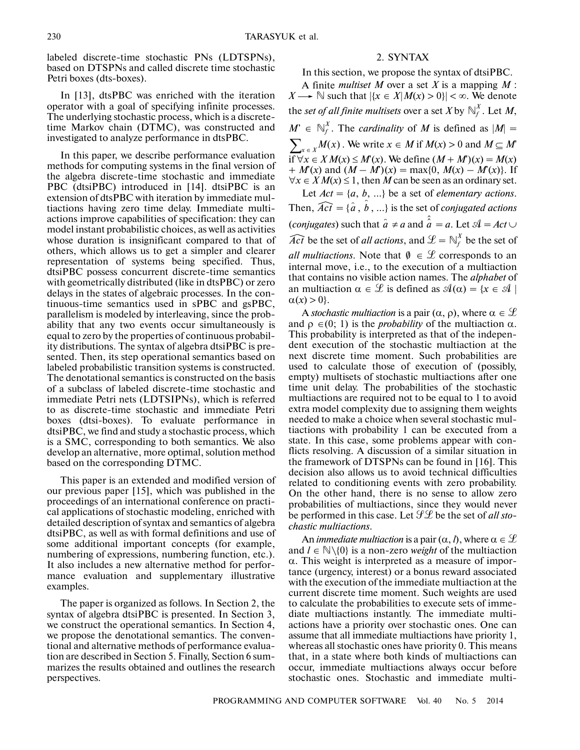labeled discrete-time stochastic PNs (LDTSPNs), based on DTSPNs and called discrete time stochastic Petri boxes (dts-boxes).

In [13], dtsPBC was enriched with the iteration operator with a goal of specifying infinite processes. The underlying stochastic process, which is a discrete-time Markov chain (DTMC), was constructed and investigated to analyze performance in dtsPBC.

In this paper, we describe performance evaluation methods for computing systems in the final version of the algebra discrete-time stochastic and immediate PBC (dtsiPBC) introduced in [14]. dtsiPBC is an extension of dtsPBC with iteration by immediate multiactions having zero time delay. Immediate multiactions improve capabilities of specification: they can model instant probabilistic choices, as well as activities whose duration is insignificant compared to that of others, which allows us to get a simpler and clearer representation of systems being specified. Thus, dtsiPBC possess concurrent discrete-time semantics with geometrically distributed (like in dtsPBC) or zero delays in the states of algebraic processes. In the continuous-time semantics used in sPBC and gsPBC, parallelism is modeled by interleaving, since the probability that any two events occur simultaneously is equal to zero by the properties of continuous probability distributions. The syntax of algebra dtsiPBC is presented. Then, its step operational semantics based on labeled probabilistic transition systems is constructed. The denotational semantics is constructed on the basis of a subclass of labeled discrete-time stochastic and immediate Petri nets (LDTSIPNs), which is referred to as discrete-time stochastic and immediate Petri boxes (dtsi-boxes). To evaluate performance in dtsiPBC, we find and study a stochastic process, which is a SMC, corresponding to both semantics. We also develop an alternative, more optimal, solution method based on the corresponding DTMC.

This paper is an extended and modified version of our previous paper [15], which was published in the proceedings of an international conference on practical applications of stochastic modeling, enriched with detailed description of syntax and semantics of algebra dtsiPBC, as well as with formal definitions and use of some additional important concepts (for example, numbering of expressions, numbering function, etc.). It also includes a new alternative method for performance evaluation and supplementary illustrative examples.

The paper is organized as follows. In Section 2, the syntax of algebra dtsiPBC is presented. In Section 3, we construct the operational semantics. In Section 4, we propose the denotational semantics. The conventional and alternative methods of performance evaluation are described in Section 5. Finally, Section 6 summarizes the results obtained and outlines the research perspectives.

## 2. SYNTAX

In this section, we propose the syntax of dtsiPBC.

A finite *multiset* $M$ over a set $X$ is a mapping $M : X \longrightarrow \mathbb{N}$ such that $|\{x \in X | M(x) > 0\}| < \infty$. We denote the *set of all finite multisets* over a set $X$ by $\mathbb{N}_f^X$. Let $M, M' \in \mathbb{N}_f^X$. The *cardinality* of $M$ is defined as $|M| = \sum_{x \in X} M(x)$. We write $x \in M$ if $M(x) > 0$ and $M \subseteq M'$ if $\forall x \in X\, M(x) \leq M'(x)$. We define $(M + M')(x) = M(x) + M'(x)$ and $(M - M')(x) = \max\{0, M(x) - M'(x)\}$. If $\forall x \in X\, M(x) \leq 1$, then $M$ can be seen as an ordinary set.

Let $Act = \{a, b, \ldots\}$ be a set of *elementary actions*. Then, $\widehat{Act} = \{\hat{a}, \hat{b}, \ldots\}$ is the set of *conjugated actions* (*conjugates*) such that $\hat{a} \neq a$ and $\hat{\hat{a}} = a$. Let $\mathcal{A} = Act \cup \widehat{Act}$ be the set of *all actions*, and $\mathcal{L} = \mathbb{N}_f^X$ be the set of *all multiactions*. Note that $\emptyset \in \mathcal{L}$ corresponds to an internal move, i.e., to the execution of a multiaction that contains no visible action names. The *alphabet* of an multiaction $\alpha \in \mathcal{L}$ is defined as $\mathcal{A}(\alpha) = \{x \in \mathcal{A} \mid \alpha(x) > 0\}$.

A *stochastic multiaction* is a pair $(\alpha, \rho)$, where $\alpha \in \mathcal{L}$ and $\rho \in (0; 1)$ is the *probability* of the multiaction $\alpha$. This probability is interpreted as that of the independent execution of the stochastic multiaction at the next discrete time moment. Such probabilities are used to calculate those of execution of (possibly, empty) multisets of stochastic multiactions after one time unit delay. The probabilities of the stochastic multiactions are required not to be equal to 1 to avoid extra model complexity due to assigning them weights needed to make a choice when several stochastic multiactions with probability 1 can be executed from a state. In this case, some problems appear with conflicts resolving. A discussion of a similar situation in the framework of DTSPNs can be found in [16]. This decision also allows us to avoid technical difficulties related to conditioning events with zero probability. On the other hand, there is no sense to allow zero probabilities of multiactions, since they would never be performed in this case. Let $\mathcal{SL}$ be the set of *all stochastic multiactions*.

An *immediate multiaction* is a pair $(\alpha, l)$, where $\alpha \in \mathcal{L}$ and $l \in \mathbb{N}\backslash\{0\}$ is a non-zero *weight* of the multiaction $\alpha$. This weight is interpreted as a measure of importance (urgency, interest) or a bonus reward associated with the execution of the immediate multiaction at the current discrete time moment. Such weights are used to calculate the probabilities to execute sets of immediate multiactions instantly. The immediate multiactions have a priority over stochastic ones. One can assume that all immediate multiactions have priority 1, whereas all stochastic ones have priority 0. This means that, in a state where both kinds of multiactions can occur, immediate multiactions always occur before stochastic ones. Stochastic and immediate multi-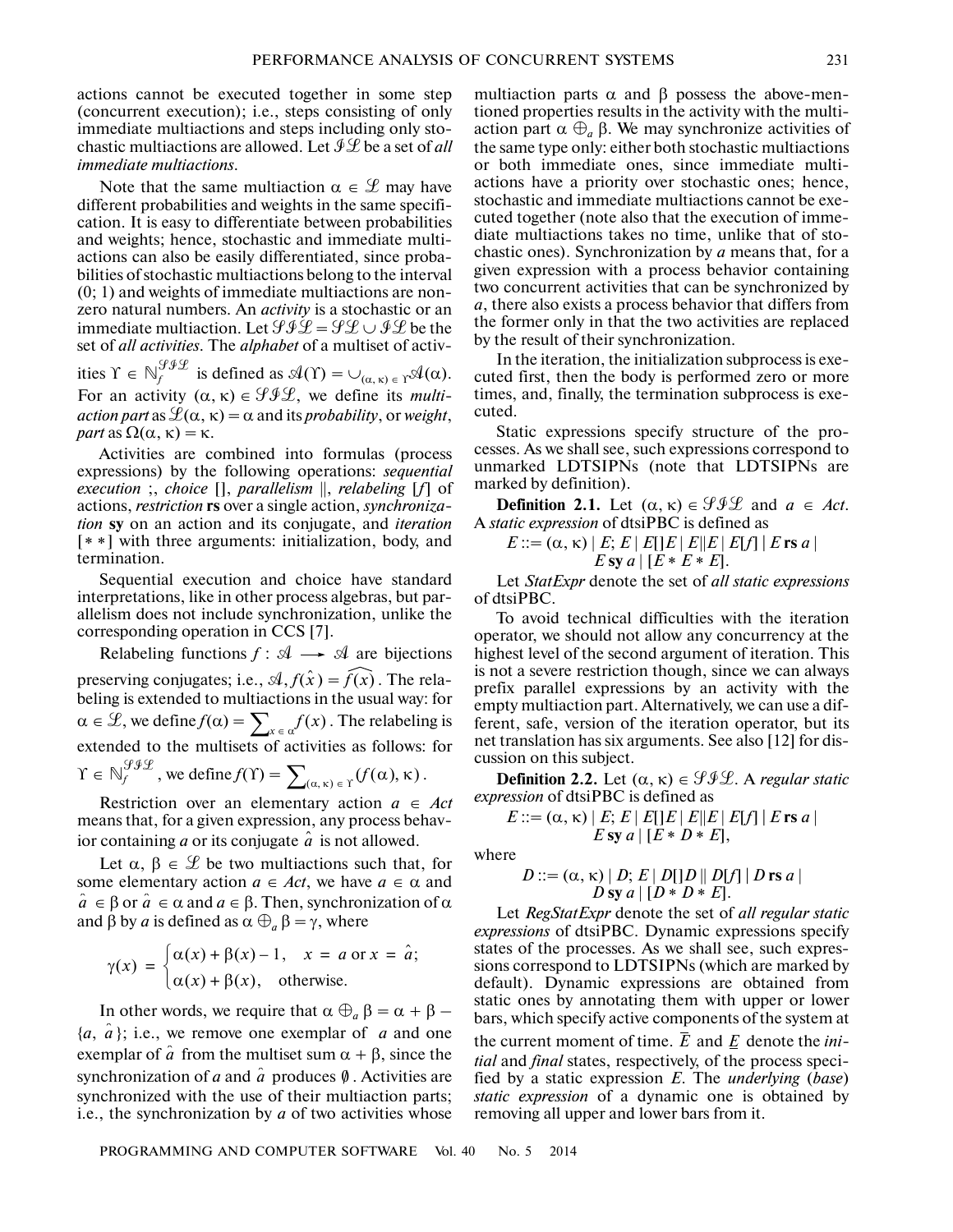actions cannot be executed together in some step (concurrent execution); i.e., steps consisting of only immediate multiactions and steps including only stochastic multiactions are allowed. Let $\mathcal{IL}$ be a set of *all immediate multiactions*.

Note that the same multiaction $\alpha \in \mathcal{L}$ may have different probabilities and weights in the same specification. It is easy to differentiate between probabilities and weights; hence, stochastic and immediate multiactions can also be easily differentiated, since probabilities of stochastic multiactions belong to the interval (0; 1) and weights of immediate multiactions are nonzero natural numbers. An *activity* is a stochastic or an immediate multiaction. Let $\mathcal{SIL} = \mathcal{SL} \cup \mathcal{IL}$ be the set of *all activities*. The *alphabet* of a multiset of activities $\Upsilon \in \mathbb{N}_f^{\mathcal{SIL}}$ is defined as $\mathcal{A}(\Upsilon) = \cup_{(\alpha,\kappa) \in \Upsilon} \mathcal{A}(\alpha)$. For an activity $(\alpha, \kappa) \in \mathcal{SIL}$, we define its *multiaction part* as $\mathcal{L}(\alpha, \kappa) = \alpha$ and its *probability*, or *weight*, *part* as $\Omega(\alpha, \kappa) = \kappa$.

Activities are combined into formulas (process expressions) by the following operations: *sequential execution* ;, *choice* [], *parallelism* ||, *relabeling* [$f$] of actions, *restriction* **rs** over a single action, *synchronization* **sy** on an action and its conjugate, and *iteration* [* *] with three arguments: initialization, body, and termination.

Sequential execution and choice have standard interpretations, like in other process algebras, but parallelism does not include synchronization, unlike the corresponding operation in CCS [7].

Relabeling functions $f : \mathcal{A} \longrightarrow \mathcal{A}$ are bijections preserving conjugates; i.e., $\mathcal{A}, f(\hat{x}) = \widehat{f(x)}$. The relabeling is extended to multiactions in the usual way: for $\alpha \in \mathcal{L}$, we define $f(\alpha) = \sum_{x \in \alpha} f(x)$. The relabeling is extended to the multisets of activities as follows: for $\Upsilon \in \mathbb{N}_f^{\mathcal{SIL}}$, we define $f(\Upsilon) = \sum_{(\alpha,\kappa) \in \Upsilon} (f(\alpha), \kappa)$.

Restriction over an elementary action $a \in Act$ means that, for a given expression, any process behavior containing $a$ or its conjugate $\hat{a}$ is not allowed.

Let $\alpha, \beta \in \mathcal{L}$ be two multiactions such that, for some elementary action $a \in Act$, we have $a \in \alpha$ and $\hat{a} \in \beta$ or $\hat{a} \in \alpha$ and $a \in \beta$. Then, synchronization of $\alpha$ and $\beta$ by $a$ is defined as $\alpha \oplus_a \beta = \gamma$, where

$$\gamma(x) = \begin{cases} \alpha(x) + \beta(x) - 1, & x = a \text{ or } x = \hat{a}; \\ \alpha(x) + \beta(x), & \text{otherwise.} \end{cases}$$

In other words, we require that $\alpha \oplus_a \beta = \alpha + \beta - \{a, \hat{a}\}$; i.e., we remove one exemplar of $a$ and one exemplar of $\hat{a}$ from the multiset sum $\alpha + \beta$, since the synchronization of $a$ and $\hat{a}$ produces $\emptyset$. Activities are synchronized with the use of their multiaction parts; i.e., the synchronization by $a$ of two activities whose multiaction parts $\alpha$ and $\beta$ possess the above-mentioned properties results in the activity with the multiaction part $\alpha \oplus_a \beta$. We may synchronize activities of the same type only: either both stochastic multiactions or both immediate ones, since immediate multiactions have a priority over stochastic ones; hence, stochastic and immediate multiactions cannot be executed together (note also that the execution of immediate multiactions takes no time, unlike that of stochastic ones). Synchronization by $a$ means that, for a given expression with a process behavior containing two concurrent activities that can be synchronized by $a$, there also exists a process behavior that differs from the former only in that the two activities are replaced by the result of their synchronization.

In the iteration, the initialization subprocess is executed first, then the body is performed zero or more times, and, finally, the termination subprocess is executed.

Static expressions specify structure of the processes. As we shall see, such expressions correspond to unmarked LDTSIPNs (note that LDTSIPNs are marked by definition).

**Definition 2.1.** Let $(\alpha, \kappa) \in \mathcal{SIL}$ and $a \in Act$. A *static expression* of dtsiPBC is defined as

$$E ::= (\alpha, \kappa) \mid E;E \mid E[]E \mid E\|E \mid E[f] \mid E \textbf{ rs } a \mid E \textbf{ sy } a \mid [E * E * E].$$

Let *StatExpr* denote the set of *all static expressions* of dtsiPBC.

To avoid technical difficulties with the iteration operator, we should not allow any concurrency at the highest level of the second argument of iteration. This is not a severe restriction though, since we can always prefix parallel expressions by an activity with the empty multiaction part. Alternatively, we can use a different, safe, version of the iteration operator, but its net translation has six arguments. See also [12] for discussion on this subject.

**Definition 2.2.** Let $(\alpha, \kappa) \in \mathcal{SIL}$. A *regular static expression* of dtsiPBC is defined as

$$E ::= (\alpha, \kappa) \mid E;E \mid E[]E \mid E\|E \mid E[f] \mid E \textbf{ rs } a \mid E \textbf{ sy } a \mid [E * D * E],$$

where

$$D ::= (\alpha, \kappa) \mid D;E \mid D[]D \mid D[f] \mid D \textbf{ rs } a \mid D \textbf{ sy } a \mid [D * D * E].$$

Let *RegStatExpr* denote the set of *all regular static expressions* of dtsiPBC. Dynamic expressions specify states of the processes. As we shall see, such expressions correspond to LDTSIPNs (which are marked by default). Dynamic expressions are obtained from static ones by annotating them with upper or lower bars, which specify active components of the system at the current moment of time. $\overline{E}$ and $\underline{E}$ denote the *initial* and *final* states, respectively, of the process specified by a static expression $E$. The *underlying* (*base*) *static expression* of a dynamic one is obtained by removing all upper and lower bars from it.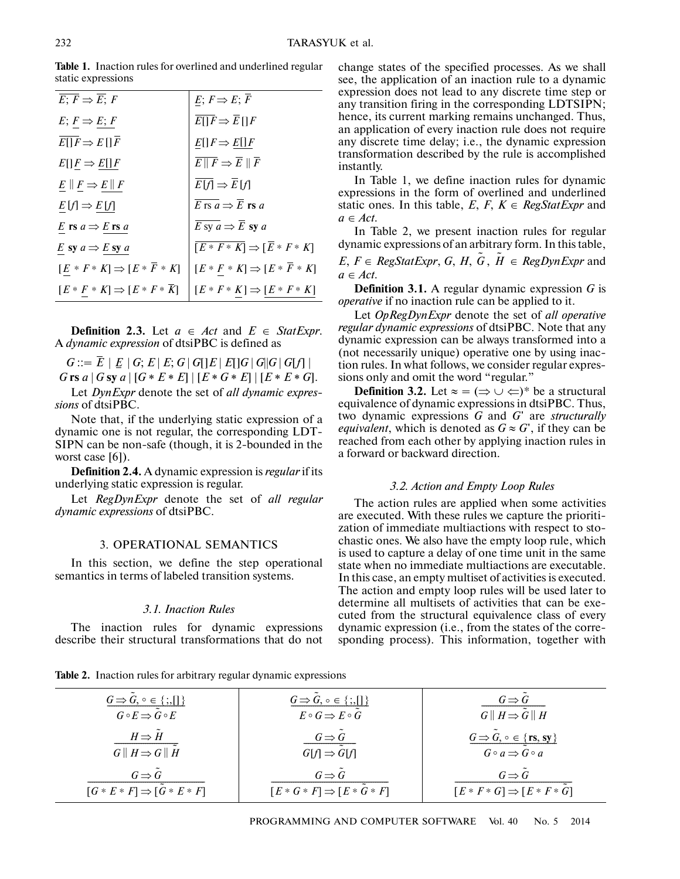**Table 1.** Inaction rules for overlined and underlined regular static expressions

| | |
|---|---|
| $\overline{E; F} \Rightarrow \overline{E}; F$ | $\underline{E}; F \Rightarrow E; \overline{F}$ |
| $E; \underline{F} \Rightarrow \underline{E; F}$ | $\overline{E[]F} \Rightarrow \overline{E}[]F$ |
| $\overline{E[]F} \Rightarrow E[]\overline{F}$ | $\underline{E}[]F \Rightarrow \underline{E[]F}$ |
| $E[]\underline{F} \Rightarrow \underline{E[]F}$ | $\overline{E \parallel F} \Rightarrow \overline{E} \parallel \overline{F}$ |
| $\underline{E} \parallel \underline{F} \Rightarrow \underline{E \parallel F}$ | $\overline{E[f]} \Rightarrow \overline{E}[f]$ |
| $\underline{E}[f] \Rightarrow \underline{E[f]}$ | $\overline{E \text{ rs } a} \Rightarrow \overline{E} \text{ **rs** } a$ |
| $\underline{E} \text{ rs } a \Rightarrow \underline{E \text{ rs } a}$ | $\overline{E \text{ sy } a} \Rightarrow \overline{E} \text{ sy } a$ |
| $\underline{E} \text{ sy } a \Rightarrow \underline{E \text{ sy } a}$ | $\overline{[E * F * K]} \Rightarrow [\overline{E} * F * K]$ |
| $[\underline{E} * F * K] \Rightarrow [E * \overline{F} * K]$ | $[E * \underline{F} * K] \Rightarrow [E * \overline{F} * K]$ |
| $[E * \underline{F} * K] \Rightarrow [E * F * \overline{K}]$ | $[E * F * \underline{K}] \Rightarrow \underline{[E * F * K]}$ |

**Definition 2.3.** Let $a \in Act$ and $E \in StatExpr$. A *dynamic expression* of dtsiPBC is defined as

$G ::= \overline{E} \mid \underline{E} \mid G; E \mid E; G \mid G[]E \mid E[]G \mid G \| G \mid G[f] \mid G \text{ rs } a \mid G \text{ sy } a \mid [G * E * E] \mid [E * G * E] \mid [E * E * G]$.

Let *DynExpr* denote the set of *all dynamic expressions* of dtsiPBC.

Note that, if the underlying static expression of a dynamic one is not regular, the corresponding LDTSIPN can be non-safe (though, it is 2-bounded in the worst case [6]).

**Definition 2.4.** A dynamic expression is *regular* if its underlying static expression is regular.

Let *RegDynExpr* denote the set of *all regular dynamic expressions* of dtsiPBC.

## 3. OPERATIONAL SEMANTICS

In this section, we define the step operational semantics in terms of labeled transition systems.

### 3.1. Inaction Rules

The inaction rules for dynamic expressions describe their structural transformations that do not change states of the specified processes. As we shall see, the application of an inaction rule to a dynamic expression does not lead to any discrete time step or any transition firing in the corresponding LDTSIPN; hence, its current marking remains unchanged. Thus, an application of every inaction rule does not require any discrete time delay; i.e., the dynamic expression transformation described by the rule is accomplished instantly.

In Table 1, we define inaction rules for dynamic expressions in the form of overlined and underlined static ones. In this table, $E, F, K \in RegStatExpr$ and $a \in Act$.

In Table 2, we present inaction rules for regular dynamic expressions of an arbitrary form. In this table, $E, F \in RegStatExpr$, $G, H, \tilde{G}, \tilde{H} \in RegDynExpr$ and $a \in Act$.

**Definition 3.1.** A regular dynamic expression $G$ is *operative* if no inaction rule can be applied to it.

Let *OpRegDynExpr* denote the set of *all operative regular dynamic expressions* of dtsiPBC. Note that any dynamic expression can be always transformed into a (not necessarily unique) operative one by using inaction rules. In what follows, we consider regular expressions only and omit the word "regular."

**Definition 3.2.** Let $\approx = (\Rightarrow \cup \Leftarrow)^*$ be a structural equivalence of dynamic expressions in dtsiPBC. Thus, two dynamic expressions $G$ and $G'$ are *structurally equivalent*, which is denoted as $G \approx G'$, if they can be reached from each other by applying inaction rules in a forward or backward direction.

### 3.2. Action and Empty Loop Rules

The action rules are applied when some activities are executed. With these rules we capture the prioritization of immediate multiactions with respect to stochastic ones. We also have the empty loop rule, which is used to capture a delay of one time unit in the same state when no immediate multiactions are executable. In this case, an empty multiset of activities is executed. The action and empty loop rules will be used later to determine all multisets of activities that can be executed from the structural equivalence class of every dynamic expression (i.e., from the states of the corresponding process). This information, together with

**Table 2.** Inaction rules for arbitrary regular dynamic expressions

| | | |
|---|---|---|
| $\dfrac{G \Rightarrow \tilde{G}, \circ \in \{;, []\}}{G \circ E \Rightarrow \tilde{G} \circ E}$ | $\dfrac{G \Rightarrow \tilde{G}, \circ \in \{;, []\}}{E \circ G \Rightarrow E \circ \tilde{G}}$ | $\dfrac{G \Rightarrow \tilde{G}}{G \parallel H \Rightarrow \tilde{G} \parallel H}$ |
| $\dfrac{H \Rightarrow \tilde{H}}{G \parallel H \Rightarrow G \parallel \tilde{H}}$ | $\dfrac{G \Rightarrow \tilde{G}}{G[f] \Rightarrow \tilde{G}[f]}$ | $\dfrac{G \Rightarrow \tilde{G}, \circ \in \{\mathbf{rs}, \mathbf{sy}\}}{G \circ a \Rightarrow \tilde{G} \circ a}$ |
| $\dfrac{G \Rightarrow \tilde{G}}{[G * E * F] \Rightarrow [\tilde{G} * E * F]}$ | $\dfrac{G \Rightarrow \tilde{G}}{[E * G * F] \Rightarrow [E * \tilde{G} * F]}$ | $\dfrac{G \Rightarrow \tilde{G}}{[E * F * G] \Rightarrow [E * F * \tilde{G}]}$ |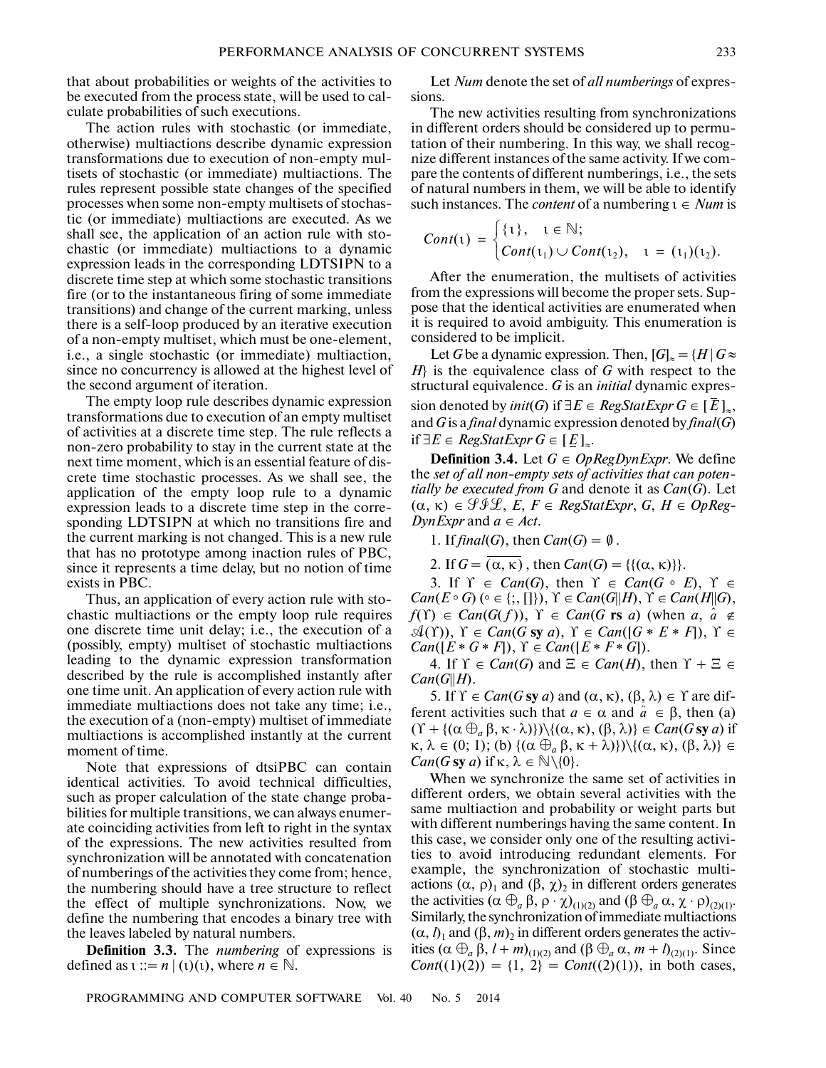that about probabilities or weights of the activities to be executed from the process state, will be used to calculate probabilities of such executions.

The action rules with stochastic (or immediate, otherwise) multiactions describe dynamic expression transformations due to execution of non-empty multisets of stochastic (or immediate) multiactions. The rules represent possible state changes of the specified processes when some non-empty multisets of stochastic (or immediate) multiactions are executed. As we shall see, the application of an action rule with stochastic (or immediate) multiactions to a dynamic expression leads in the corresponding LDTSIPN to a discrete time step at which some stochastic transitions fire (or to the instantaneous firing of some immediate transitions) and change of the current marking, unless there is a self-loop produced by an iterative execution of a non-empty multiset, which must be one-element, i.e., a single stochastic (or immediate) multiaction, since no concurrency is allowed at the highest level of the second argument of iteration.

The empty loop rule describes dynamic expression transformations due to execution of an empty multiset of activities at a discrete time step. The rule reflects a non-zero probability to stay in the current state at the next time moment, which is an essential feature of discrete time stochastic processes. As we shall see, the application of the empty loop rule to a dynamic expression leads to a discrete time step in the corresponding LDTSIPN at which no transitions fire and the current marking is not changed. This is a new rule that has no prototype among inaction rules of PBC, since it represents a time delay, but no notion of time exists in PBC.

Thus, an application of every action rule with stochastic multiactions or the empty loop rule requires one discrete time unit delay; i.e., the execution of a (possibly, empty) multiset of stochastic multiactions leading to the dynamic expression transformation described by the rule is accomplished instantly after one time unit. An application of every action rule with immediate multiactions does not take any time; i.e., the execution of a (non-empty) multiset of immediate multiactions is accomplished instantly at the current moment of time.

Note that expressions of dtsiPBC can contain identical activities. To avoid technical difficulties, such as proper calculation of the state change probabilities for multiple transitions, we can always enumerate coinciding activities from left to right in the syntax of the expressions. The new activities resulted from synchronization will be annotated with concatenation of numberings of the activities they come from; hence, the numbering should have a tree structure to reflect the effect of multiple synchronizations. Now, we define the numbering that encodes a binary tree with the leaves labeled by natural numbers.

**Definition 3.3.** The *numbering* of expressions is defined as $\iota ::= n \mid (\iota)(\iota)$, where $n \in \mathbb{N}$.

Let *Num* denote the set of *all numberings* of expressions.

The new activities resulting from synchronizations in different orders should be considered up to permutation of their numbering. In this way, we shall recognize different instances of the same activity. If we compare the contents of different numberings, i.e., the sets of natural numbers in them, we will be able to identify such instances. The *content* of a numbering $\iota \in Num$ is

$$Cont(\iota) = \begin{cases} \{\iota\}, & \iota \in \mathbb{N}; \\ Cont(\iota_1) \cup Cont(\iota_2), & \iota = (\iota_1)(\iota_2). \end{cases}$$

After the enumeration, the multisets of activities from the expressions will become the proper sets. Suppose that the identical activities are enumerated when it is required to avoid ambiguity. This enumeration is considered to be implicit.

Let $G$ be a dynamic expression. Then, $[G]_\approx = \{H \mid G \approx H\}$ is the equivalence class of $G$ with respect to the structural equivalence. $G$ is an *initial* dynamic expression denoted by $init(G)$ if $\exists E \in RegStatExpr\ G \in [\overline{E}]_\approx$, and $G$ is a *final* dynamic expression denoted by $final(G)$ if $\exists E \in RegStatExpr\ G \in [\underline{E}]_\approx$.

**Definition 3.4.** Let $G \in OpRegDynExpr$. We define the *set of all non-empty sets of activities that can potentially be executed from G* and denote it as $Can(G)$. Let $(\alpha, \kappa) \in \mathcal{SIL}$, $E, F \in RegStatExpr$, $G, H \in OpRegDynExpr$ and $a \in Act$.

1. If $final(G)$, then $Can(G) = \emptyset$.

2. If $G = \overline{(\alpha, \kappa)}$, then $Can(G) = \{\{(\alpha, \kappa)\}\}$.

3. If $\Upsilon \in Can(G)$, then $\Upsilon \in Can(G \circ E)$, $\Upsilon \in Can(E \circ G)$ ($\circ \in \{;, []\}$), $\Upsilon \in Can(G \| H)$, $\Upsilon \in Can(H \| G)$, $f(\Upsilon) \in Can(G[f])$, $\Upsilon \in Can(G \text{ rs } a)$ (when $a, \hat{a} \notin \mathcal{A}(\Upsilon)$), $\Upsilon \in Can(G \text{ sy } a)$, $\Upsilon \in Can([G * E * F])$, $\Upsilon \in Can([E * G * F])$, $\Upsilon \in Can([E * F * G])$.

4. If $\Upsilon \in Can(G)$ and $\Xi \in Can(H)$, then $\Upsilon + \Xi \in Can(G \| H)$.

5. If $\Upsilon \in Can(G \text{ sy } a)$ and $(\alpha, \kappa), (\beta, \lambda) \in \Upsilon$ are different activities such that $a \in \alpha$ and $\hat{a} \in \beta$, then (a) $(\Upsilon + \{(\alpha \oplus_a \beta, \kappa \cdot \lambda)\}) \setminus \{(\alpha, \kappa), (\beta, \lambda)\} \in Can(G \text{ sy } a)$ if $\kappa, \lambda \in (0; 1)$; (b) $\{(\alpha \oplus_a \beta, \kappa + \lambda)\}) \setminus \{(\alpha, \kappa), (\beta, \lambda)\} \in Can(G \text{ sy } a)$ if $\kappa, \lambda \in \mathbb{N} \setminus \{0\}$.

When we synchronize the same set of activities in different orders, we obtain several activities with the same multiaction and probability or weight parts but with different numberings having the same content. In this case, we consider only one of the resulting activities to avoid introducing redundant elements. For example, the synchronization of stochastic multiactions $(\alpha, \rho)_1$ and $(\beta, \chi)_2$ in different orders generates the activities $(\alpha \oplus_a \beta, \rho \cdot \chi)_{(1)(2)}$ and $(\beta \oplus_a \alpha, \chi \cdot \rho)_{(2)(1)}$. Similarly, the synchronization of immediate multiactions $(\alpha, l)_1$ and $(\beta, m)_2$ in different orders generates the activities $(\alpha \oplus_a \beta, l + m)_{(1)(2)}$ and $(\beta \oplus_a \alpha, m + l)_{(2)(1)}$. Since $Cont((1)(2)) = \{1, 2\} = Cont((2)(1))$, in both cases,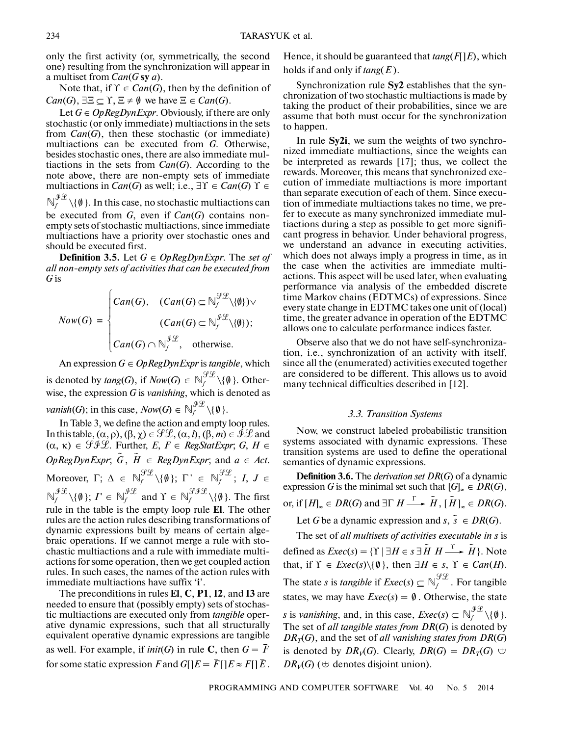only the first activity (or, symmetrically, the second one) resulting from the synchronization will appear in a multiset from $Can(G \text{ sy } a)$.

Note that, if $\Upsilon \in Can(G)$, then by the definition of $Can(G)$, $\exists \Xi \subseteq \Upsilon$, $\Xi \neq \emptyset$ we have $\Xi \in Can(G)$.

Let $G \in OpRegDynExpr$. Obviously, if there are only stochastic (or only immediate) multiactions in the sets from $Can(G)$, then these stochastic (or immediate) multiactions can be executed from $G$. Otherwise, besides stochastic ones, there are also immediate multiactions in the sets from $Can(G)$. According to the note above, there are non-empty sets of immediate multiactions in $Can(G)$ as well; i.e., $\exists \Upsilon \in Can(G)\ \Upsilon \in \mathbb{N}_f^{\mathcal{IL}} \setminus \{\emptyset\}$. In this case, no stochastic multiactions can be executed from $G$, even if $Can(G)$ contains non-empty sets of stochastic multiactions, since immediate multiactions have a priority over stochastic ones and should be executed first.

**Definition 3.5.** Let $G \in OpRegDynExpr$. The *set of all non-empty sets of activities that can be executed from* $G$ is

$$Now(G) = \begin{cases} Can(G), & (Can(G) \subseteq \mathbb{N}_f^{\mathcal{SL}} \setminus \{\emptyset\}) \vee \\ & (Can(G) \subseteq \mathbb{N}_f^{\mathcal{IL}} \setminus \{\emptyset\}); \\ Can(G) \cap \mathbb{N}_f^{\mathcal{IL}}, & \text{otherwise.} \end{cases}$$

An expression $G \in OpRegDynExpr$ is *tangible*, which is denoted by $tang(G)$, if $Now(G) \in \mathbb{N}_f^{\mathcal{SL}} \setminus \{\emptyset\}$. Otherwise, the expression $G$ is *vanishing*, which is denoted as $vanish(G)$; in this case, $Now(G) \in \mathbb{N}_f^{\mathcal{IL}} \setminus \{\emptyset\}$.

In Table 3, we define the action and empty loop rules. In this table, $(\alpha, \rho), (\beta, \chi) \in \mathcal{SL}$, $(\alpha, l), (\beta, m) \in \mathcal{IL}$ and $(\alpha, \kappa) \in \mathcal{SIL}$. Further, $E, F \in RegStatExpr$; $G, H \in OpRegDynExpr$; $\tilde{G}, \tilde{H} \in RegDynExpr$; and $a \in Act$. Moreover, $\Gamma; \Delta \in \mathbb{N}_f^{\mathcal{SL}} \setminus \{\emptyset\}$; $\Gamma' \in \mathbb{N}_f^{\mathcal{SL}}$; $I, J \in \mathbb{N}_f^{\mathcal{IL}} \setminus \{\emptyset\}$; $I' \in \mathbb{N}_f^{\mathcal{IL}}$ and $\Upsilon \in \mathbb{N}_f^{\mathcal{SIL}} \setminus \{\emptyset\}$. The first rule in the table is the empty loop rule **El**. The other rules are the action rules describing transformations of dynamic expressions built by means of certain algebraic operations. If we cannot merge a rule with stochastic multiactions and a rule with immediate multiactions for some operation, then we get coupled action rules. In such cases, the names of the action rules with immediate multiactions have suffix '**i**'.

The preconditions in rules **El**, **C**, **P1**, **I2**, and **I3** are needed to ensure that (possibly empty) sets of stochastic multiactions are executed only from *tangible* operative dynamic expressions, such that all structurally equivalent operative dynamic expressions are tangible as well. For example, if $init(G)$ in rule **C**, then $G = \overline{F}$ for some static expression $F$ and $G[]E = \overline{F}[]E \approx F[]\overline{E}$. Hence, it should be guaranteed that $tang(F[]E)$, which holds if and only if $tang(\overline{E})$.

Synchronization rule **Sy2** establishes that the synchronization of two stochastic multiactions is made by taking the product of their probabilities, since we are assume that both must occur for the synchronization to happen.

In rule **Sy2i**, we sum the weights of two synchronized immediate multiactions, since the weights can be interpreted as rewards [17]; thus, we collect the rewards. Moreover, this means that synchronized execution of immediate multiactions is more important than separate execution of each of them. Since execution of immediate multiactions takes no time, we prefer to execute as many synchronized immediate multiactions during a step as possible to get more significant progress in behavior. Under behavioral progress, we understand an advance in executing activities, which does not always imply a progress in time, as in the case when the activities are immediate multiactions. This aspect will be used later, when evaluating performance via analysis of the embedded discrete time Markov chains (EDTMCs) of expressions. Since every state change in EDTMC takes one unit of (local) time, the greater advance in operation of the EDTMC allows one to calculate performance indices faster.

Observe also that we do not have self-synchronization, i.e., synchronization of an activity with itself, since all the (enumerated) activities executed together are considered to be different. This allows us to avoid many technical difficulties described in [12].

### *3.3. Transition Systems*

Now, we construct labeled probabilistic transition systems associated with dynamic expressions. These transition systems are used to define the operational semantics of dynamic expressions.

**Definition 3.6.** The *derivation set* $DR(G)$ of a dynamic expression $G$ is the minimal set such that $[G]_\approx \in DR(G)$, or, if $[H]_\approx \in DR(G)$ and $\exists \Gamma\ H \xrightarrow{\Gamma} \tilde{H}$, $[\tilde{H}]_\approx \in DR(G)$.

Let $G$ be a dynamic expression and $s, \tilde{s} \in DR(G)$.

The set of *all multisets of activities executable in* $s$ is defined as $Exec(s) = \{\Upsilon \mid \exists H \in s\ \exists \tilde{H}\ H \xrightarrow{\Upsilon} \tilde{H}\}$. Note that, if $\Upsilon \in Exec(s) \setminus \{\emptyset\}$, then $\exists H \in s$, $\Upsilon \in Can(H)$. The state $s$ is *tangible* if $Exec(s) \subseteq \mathbb{N}_f^{\mathcal{SL}}$. For tangible states, we may have $Exec(s) = \emptyset$. Otherwise, the state $s$ is *vanishing*, and, in this case, $Exec(s) \subseteq \mathbb{N}_f^{\mathcal{IL}} \setminus \{\emptyset\}$. The set of *all tangible states from* $DR(G)$ is denoted by $DR_T(G)$, and the set of *all vanishing states from* $DR(G)$ is denoted by $DR_V(G)$. Clearly, $DR(G) = DR_T(G) \uplus DR_V(G)$ ($\uplus$ denotes disjoint union).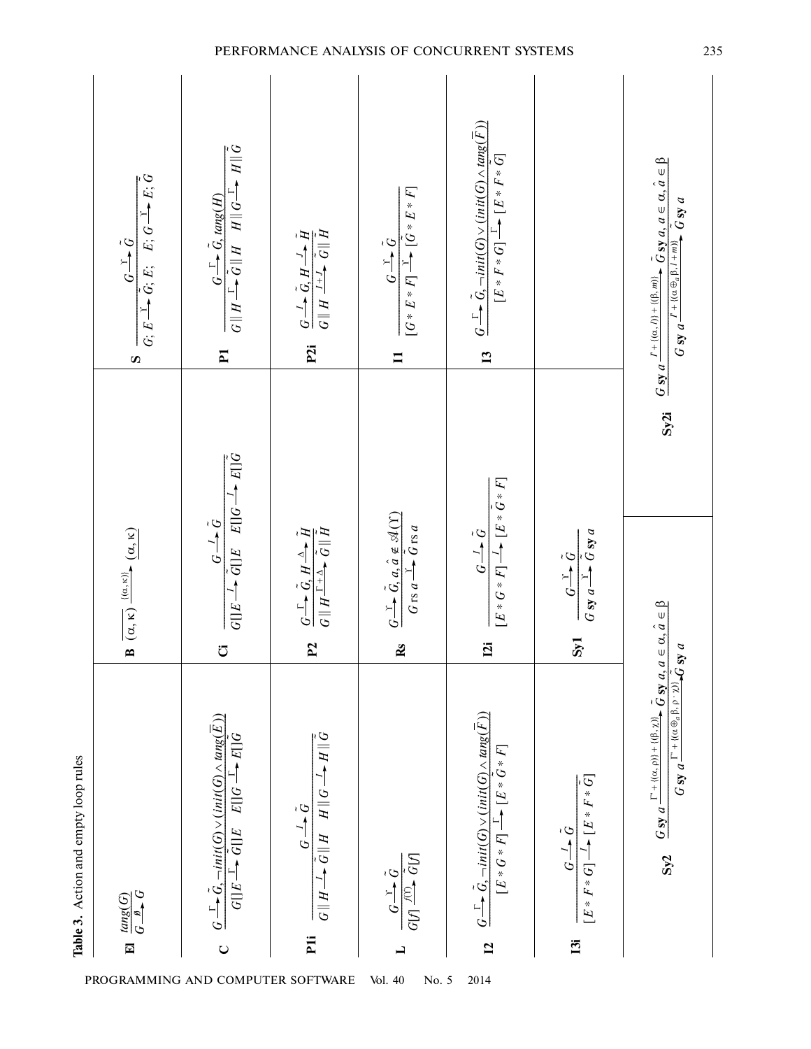**Table 3.** Action and empty loop rules

| | | |
|---|---|---|
| **El** $\dfrac{tang(G)}{G \xrightarrow{\emptyset} G}$ | **B** $\overline{(\alpha, \kappa)} \xrightarrow{\{(\alpha, \kappa)\}} \underline{(\alpha, \kappa)}$ | **S** $\dfrac{G \xrightarrow{\Upsilon} \tilde{G}}{G; E \xrightarrow{\Upsilon} \tilde{G}; E; \quad E; G \xrightarrow{\Upsilon} E; \tilde{G}}$ |
| **C** $\dfrac{G \xrightarrow{\Gamma} \tilde{G}, \neg init(G) \vee (init(G) \wedge tang(\overline{E}))}{G[]E \xrightarrow{\Gamma} \tilde{G}[]E \quad E[]G \xrightarrow{\Gamma} E[]\tilde{G}}$ | **Ci** $\dfrac{G \xrightarrow{I} \tilde{G}}{G[]E \xrightarrow{I} \tilde{G}[]E \quad E[]G \xrightarrow{I} E[]\tilde{G}}$ | **P1** $\dfrac{G \xrightarrow{\Gamma} \tilde{G}, tang(H)}{G \| H \xrightarrow{\Gamma} \tilde{G} \| H \quad H \| G \xrightarrow{\Gamma} H \| \tilde{G}}$ |
| **P1i** $\dfrac{G \xrightarrow{I} \tilde{G}}{G \| H \xrightarrow{I} \tilde{G} \| H \quad H \| G \xrightarrow{I} H \| \tilde{G}}$ | **P2** $\dfrac{G \xrightarrow{\Gamma} \tilde{G}, H \xrightarrow{\Delta} \tilde{H}}{G \| H \xrightarrow{\Gamma + \Delta} \tilde{G} \| \tilde{H}}$ | **P2i** $\dfrac{G \xrightarrow{I} \tilde{G}, H \xrightarrow{J} \tilde{H}}{G \| H \xrightarrow{I + J} \tilde{G} \| \tilde{H}}$ |
| **L** $\dfrac{G \xrightarrow{\Upsilon} \tilde{G}}{G[f] \xrightarrow{f(\Upsilon)} \tilde{G}[f]}$ | **Rs** $\dfrac{G \xrightarrow{\Upsilon} \tilde{G}, a, \hat{a} \notin \mathcal{A}(\Upsilon)}{G \text{ rs } a \xrightarrow{\Upsilon} \tilde{G} \text{ rs } a}$ | **I1** $\dfrac{G \xrightarrow{\Upsilon} \tilde{G}}{[G * E * F] \xrightarrow{\Upsilon} [\tilde{G} * E * F]}$ |
| **I2** $\dfrac{G \xrightarrow{\Gamma} \tilde{G}, \neg init(G) \vee (init(G) \wedge tang(\overline{F}))}{[E * G * F] \xrightarrow{\Gamma} [E * \tilde{G} * F]}$ | **I2i** $\dfrac{G \xrightarrow{I} \tilde{G}}{[E * G * F] \xrightarrow{I} [E * \tilde{G} * F]}$ | **I3** $\dfrac{G \xrightarrow{\Gamma} \tilde{G}, \neg init(G) \vee (init(G) \wedge tang(\overline{F}))}{[E * F * G] \xrightarrow{\Gamma} [E * F * \tilde{G}]}$ |
| **I3i** $\dfrac{G \xrightarrow{I} \tilde{G}}{[E * F * G] \xrightarrow{I} [E * F * \tilde{G}]}$ | **Sy1** $\dfrac{G \xrightarrow{\Upsilon} \tilde{G}}{G \text{ sy } a \xrightarrow{\Upsilon} \tilde{G} \text{ sy } a}$ | |
| **Sy2** $\dfrac{G \text{ sy } a \xrightarrow{\Gamma + \{(\alpha, \rho)\} + \{(\beta, \chi)\}} \tilde{G} \text{ sy } a, \ a \in \alpha, \ \hat{a} \in \beta}{G \text{ sy } a \xrightarrow{\Gamma + \{(\alpha \oplus_a \beta, \rho \cdot \chi)\}} \tilde{G} \text{ sy } a}$ | **Sy2i** $\dfrac{G \text{ sy } a \xrightarrow{I + \{(\alpha, l)\} + \{(\beta, m)\}} \tilde{G} \text{ sy } a, \ a \in \alpha, \ \hat{a} \in \beta}{G \text{ sy } a \xrightarrow{I + \{(\alpha \oplus_a \beta, l + m)\}} \tilde{G} \text{ sy } a}$ | |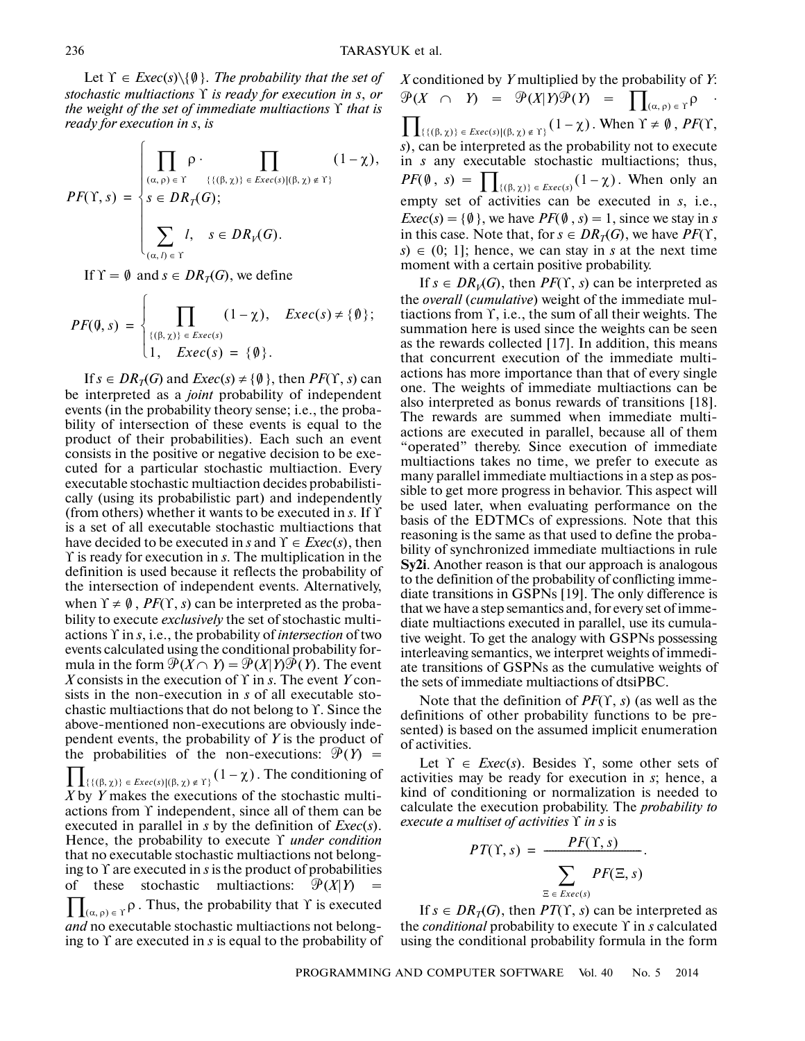Let $\Upsilon \in Exec(s)\setminus\{\emptyset\}$. *The probability that the set of stochastic multiactions $\Upsilon$ is ready for execution in $s$, or the weight of the set of immediate multiactions $\Upsilon$ that is ready for execution in $s$, is*

$$PF(\Upsilon, s) = \begin{cases} \prod_{(\alpha,\rho)\in\Upsilon} \rho \cdot \prod_{\{\{(\beta,\chi)\}\in Exec(s) \mid (\beta,\chi)\notin\Upsilon\}} (1-\chi), \\ s \in DR_T(G); \\ \sum_{(\alpha,l)\in\Upsilon} l, \quad s \in DR_V(G). \end{cases}$$

If $\Upsilon = \emptyset$ and $s \in DR_T(G)$, we define

$$PF(\emptyset, s) = \begin{cases} \prod_{\{(\beta,\chi)\}\in Exec(s)} (1-\chi), & Exec(s) \neq \{\emptyset\}; \\ 1, & Exec(s) = \{\emptyset\}. \end{cases}$$

If $s \in DR_T(G)$ and $Exec(s) \neq \{\emptyset\}$, then $PF(\Upsilon, s)$ can be interpreted as a *joint* probability of independent events (in the probability theory sense; i.e., the probability of intersection of these events is equal to the product of their probabilities). Each such an event consists in the positive or negative decision to be executed for a particular stochastic multiaction. Every executable stochastic multiaction decides probabilistically (using its probabilistic part) and independently (from others) whether it wants to be executed in $s$. If $\Upsilon$ is a set of all executable stochastic multiactions that have decided to be executed in $s$ and $\Upsilon \in Exec(s)$, then $\Upsilon$ is ready for execution in $s$. The multiplication in the definition is used because it reflects the probability of the intersection of independent events. Alternatively, when $\Upsilon \neq \emptyset$, $PF(\Upsilon, s)$ can be interpreted as the probability to execute *exclusively* the set of stochastic multiactions $\Upsilon$ in $s$, i.e., the probability of *intersection* of two events calculated using the conditional probability formula in the form $\mathcal{P}(X \cap Y) = \mathcal{P}(X|Y)\mathcal{P}(Y)$. The event $X$ consists in the execution of $\Upsilon$ in $s$. The event $Y$ consists in the non-execution in $s$ of all executable stochastic multiactions that do not belong to $\Upsilon$. Since the above-mentioned non-executions are obviously independent events, the probability of $Y$ is the product of the probabilities of the non-executions: $\mathcal{P}(Y) = \prod_{\{\{(\beta,\chi)\}\in Exec(s) \mid (\beta,\chi)\notin\Upsilon\}} (1-\chi)$. The conditioning of $X$ by $Y$ makes the executions of the stochastic multiactions from $\Upsilon$ independent, since all of them can be executed in parallel in $s$ by the definition of $Exec(s)$. Hence, the probability to execute $\Upsilon$ *under condition* that no executable stochastic multiactions not belonging to $\Upsilon$ are executed in $s$ is the product of probabilities of these stochastic multiactions: $\mathcal{P}(X|Y) = \prod_{(\alpha,\rho)\in\Upsilon} \rho$. Thus, the probability that $\Upsilon$ is executed *and* no executable stochastic multiactions not belonging to $\Upsilon$ are executed in $s$ is equal to the probability of $X$ conditioned by $Y$ multiplied by the probability of $Y$: $\mathcal{P}(X \cap Y) = \mathcal{P}(X|Y)\mathcal{P}(Y) = \prod_{(\alpha,\rho)\in\Upsilon} \rho \cdot \prod_{\{\{(\beta,\chi)\}\in Exec(s) \mid (\beta,\chi)\notin\Upsilon\}} (1-\chi)$. When $\Upsilon \neq \emptyset$, $PF(\Upsilon, s)$, can be interpreted as the probability not to execute in $s$ any executable stochastic multiactions; thus, $PF(\emptyset, s) = \prod_{\{(\beta,\chi)\}\in Exec(s)} (1-\chi)$. When only an empty set of activities can be executed in $s$, i.e., $Exec(s) = \{\emptyset\}$, we have $PF(\emptyset, s) = 1$, since we stay in $s$ in this case. Note that, for $s \in DR_T(G)$, we have $PF(\Upsilon, s) \in (0; 1]$; hence, we can stay in $s$ at the next time moment with a certain positive probability.

If $s \in DR_V(G)$, then $PF(\Upsilon, s)$ can be interpreted as the *overall* (*cumulative*) weight of the immediate multiactions from $\Upsilon$, i.e., the sum of all their weights. The summation here is used since the weights can be seen as the rewards collected [17]. In addition, this means that concurrent execution of the immediate multiactions has more importance than that of every single one. The weights of immediate multiactions can be also interpreted as bonus rewards of transitions [18]. The rewards are summed when immediate multiactions are executed in parallel, because all of them "operated" thereby. Since execution of immediate multiactions takes no time, we prefer to execute as many parallel immediate multiactions in a step as possible to get more progress in behavior. This aspect will be used later, when evaluating performance on the basis of the EDTMCs of expressions. Note that this reasoning is the same as that used to define the probability of synchronized immediate multiactions in rule **Sy2i**. Another reason is that our approach is analogous to the definition of the probability of conflicting immediate transitions in GSPNs [19]. The only difference is that we have a step semantics and, for every set of immediate multiactions executed in parallel, use its cumulative weight. To get the analogy with GSPNs possessing interleaving semantics, we interpret weights of immediate transitions of GSPNs as the cumulative weights of the sets of immediate multiactions of dtsiPBC.

Note that the definition of $PF(\Upsilon, s)$ (as well as the definitions of other probability functions to be presented) is based on the assumed implicit enumeration of activities.

Let $\Upsilon \in Exec(s)$. Besides $\Upsilon$, some other sets of activities may be ready for execution in $s$; hence, a kind of conditioning or normalization is needed to calculate the execution probability. The *probability to execute a multiset of activities $\Upsilon$ in $s$* is

$$PT(\Upsilon, s) = \frac{PF(\Upsilon, s)}{\sum_{\Xi \in Exec(s)} PF(\Xi, s)}.$$

If $s \in DR_T(G)$, then $PT(\Upsilon, s)$ can be interpreted as the *conditional* probability to execute $\Upsilon$ in $s$ calculated using the conditional probability formula in the form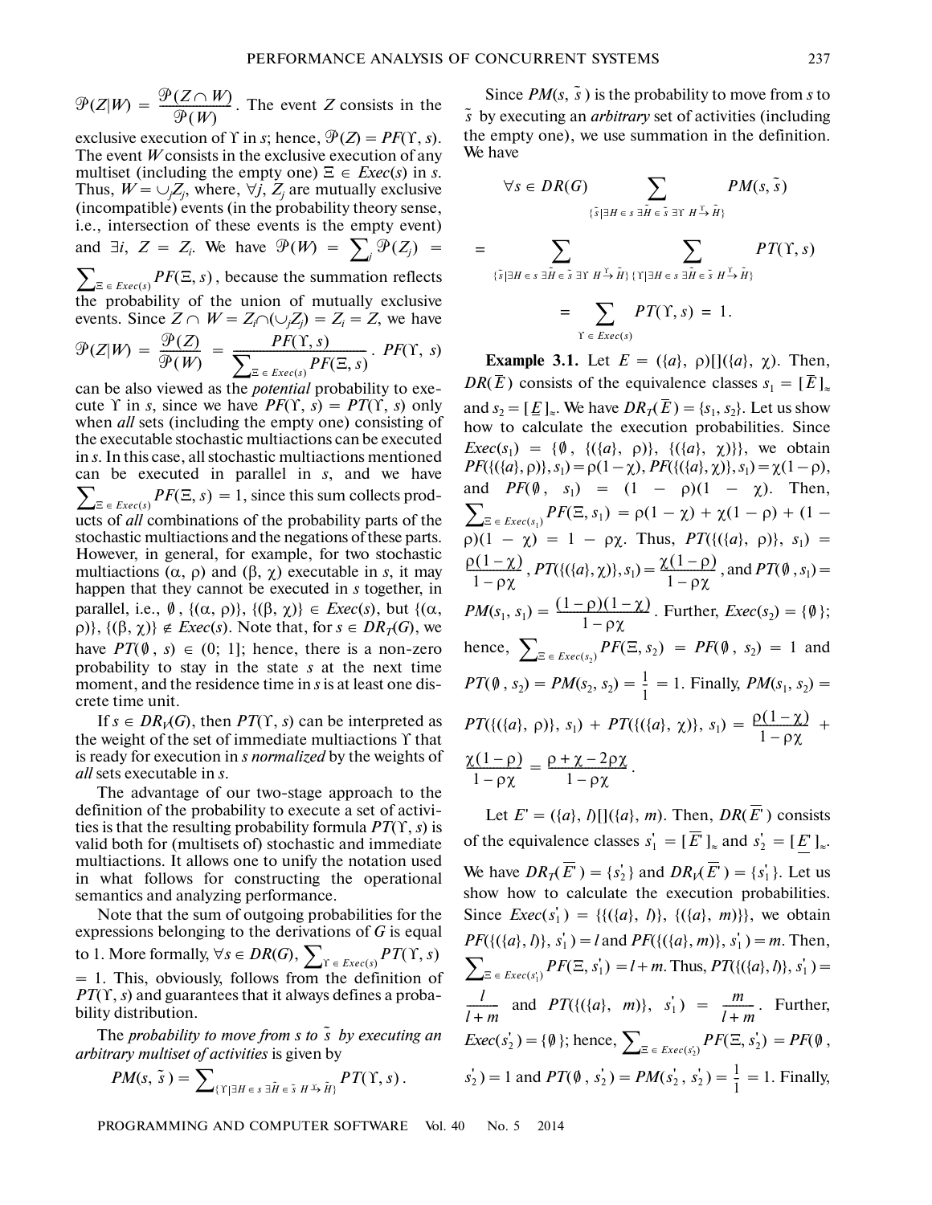$\mathcal{P}(Z|W) = \frac{\mathcal{P}(Z \cap W)}{\mathcal{P}(W)}$. The event $Z$ consists in the exclusive execution of $\Upsilon$ in $s$; hence, $\mathcal{P}(Z) = PF(\Upsilon, s)$. The event $W$ consists in the exclusive execution of any multiset (including the empty one) $\Xi \in Exec(s)$ in $s$. Thus, $W = \cup_j Z_j$, where, $\forall j$, $Z_j$ are mutually exclusive (incompatible) events (in the probability theory sense, i.e., intersection of these events is the empty event) and $\exists i$, $Z = Z_i$. We have $\mathcal{P}(W) = \sum_j \mathcal{P}(Z_j) = \sum_{\Xi \in Exec(s)} PF(\Xi, s)$, because the summation reflects the probability of the union of mutually exclusive events. Since $Z \cap W = Z_i \cap (\cup_j Z_j) = Z_i = Z$, we have $\mathcal{P}(Z|W) = \frac{\mathcal{P}(Z)}{\mathcal{P}(W)} = \frac{PF(\Upsilon, s)}{\sum_{\Xi \in Exec(s)} PF(\Xi, s)}$. $PF(\Upsilon, s)$ can be also viewed as the *potential* probability to execute $\Upsilon$ in $s$, since we have $PF(\Upsilon, s) = PT(\Upsilon, s)$ only when *all* sets (including the empty one) consisting of the executable stochastic multiactions can be executed in $s$. In this case, all stochastic multiactions mentioned can be executed in parallel in $s$, and we have $\sum_{\Xi \in Exec(s)} PF(\Xi, s) = 1$, since this sum collects products of *all* combinations of the probability parts of the stochastic multiactions and the negations of these parts. However, in general, for example, for two stochastic multiactions $(\alpha, \rho)$ and $(\beta, \chi)$ executable in $s$, it may happen that they cannot be executed in $s$ together, in parallel, i.e., $\emptyset$, $\{(\alpha, \rho)\}$, $\{(\beta, \chi)\} \in Exec(s)$, but $\{(\alpha, \rho)\}$, $\{(\beta, \chi)\} \notin Exec(s)$. Note that, for $s \in DR_T(G)$, we have $PT(\emptyset, s) \in (0; 1]$; hence, there is a non-zero probability to stay in the state $s$ at the next time moment, and the residence time in $s$ is at least one discrete time unit.

If $s \in DR_V(G)$, then $PT(\Upsilon, s)$ can be interpreted as the weight of the set of immediate multiactions $\Upsilon$ that is ready for execution in $s$ *normalized* by the weights of *all* sets executable in $s$.

The advantage of our two-stage approach to the definition of the probability to execute a set of activities is that the resulting probability formula $PT(\Upsilon, s)$ is valid both for (multisets of) stochastic and immediate multiactions. It allows one to unify the notation used in what follows for constructing the operational semantics and analyzing performance.

Note that the sum of outgoing probabilities for the expressions belonging to the derivations of $G$ is equal to 1. More formally, $\forall s \in DR(G)$, $\sum_{\Upsilon \in Exec(s)} PT(\Upsilon, s) = 1$. This, obviously, follows from the definition of $PT(\Upsilon, s)$ and guarantees that it always defines a probability distribution.

The *probability to move from s to $\tilde{s}$ by executing an arbitrary multiset of activities* is given by

$$PM(s, \tilde{s}) = \sum_{\{\Upsilon \mid \exists H \in s\ \exists \tilde{H} \in \tilde{s}\ H \xrightarrow{\Upsilon} \tilde{H}\}} PT(\Upsilon, s).$$

Since $PM(s, \tilde{s})$ is the probability to move from $s$ to $\tilde{s}$ by executing an *arbitrary* set of activities (including the empty one), we use summation in the definition. We have

$$\forall s \in DR(G) \sum_{\{\tilde{s} \mid \exists H \in s\ \exists \tilde{H} \in \tilde{s}\ \exists \Upsilon\ H \xrightarrow{\Upsilon} \tilde{H}\}} PM(s, \tilde{s})$$

$$= \sum_{\{\tilde{s} \mid \exists H \in s\ \exists \tilde{H} \in \tilde{s}\ \exists \Upsilon\ H \xrightarrow{\Upsilon} \tilde{H}\}} \sum_{\{\Upsilon \mid \exists H \in s\ \exists \tilde{H} \in \tilde{s}\ H \xrightarrow{\Upsilon} \tilde{H}\}} PT(\Upsilon, s)$$

$$= \sum_{\Upsilon \in Exec(s)} PT(\Upsilon, s) = 1.$$

**Example 3.1.** Let $E = (\{a\}, \rho)[](\{a\}, \chi)$. Then, $DR(\overline{E})$ consists of the equivalence classes $s_1 = [\overline{E}]_\approx$ and $s_2 = [\underline{E}]_\approx$. We have $DR_T(\overline{E}) = \{s_1, s_2\}$. Let us show how to calculate the execution probabilities. Since $Exec(s_1) = \{\emptyset, \{(\{a\}, \rho)\}, \{(\{a\}, \chi)\}\}$, we obtain $PF(\{(\{a\}, \rho)\}, s_1) = \rho(1-\chi)$, $PF(\{(\{a\}, \chi)\}, s_1) = \chi(1-\rho)$, and $PF(\emptyset, s_1) = (1-\rho)(1-\chi)$. Then, $\sum_{\Xi \in Exec(s_1)} PF(\Xi, s_1) = \rho(1-\chi) + \chi(1-\rho) + (1-\rho)(1-\chi) = 1 - \rho\chi$. Thus, $PT(\{(\{a\}, \rho)\}, s_1) = \frac{\rho(1-\chi)}{1-\rho\chi}$, $PT(\{(\{a\}, \chi)\}, s_1) = \frac{\chi(1-\rho)}{1-\rho\chi}$, and $PT(\emptyset, s_1) = PM(s_1, s_1) = \frac{(1-\rho)(1-\chi)}{1-\rho\chi}$. Further, $Exec(s_2) = \{\emptyset\}$; hence, $\sum_{\Xi \in Exec(s_2)} PF(\Xi, s_2) = PF(\emptyset, s_2) = 1$ and $PT(\emptyset, s_2) = PM(s_2, s_2) = \frac{1}{1} = 1$. Finally, $PM(s_1, s_2) = PT(\{(\{a\}, \rho)\}, s_1) + PT(\{(\{a\}, \chi)\}, s_1) = \frac{\rho(1-\chi)}{1-\rho\chi} + \frac{\chi(1-\rho)}{1-\rho\chi} = \frac{\rho+\chi-2\rho\chi}{1-\rho\chi}$.

Let $E' = (\{a\}, l)[](\{a\}, m)$. Then, $DR(\overline{E'})$ consists of the equivalence classes $s'_1 = [\overline{E'}]_\approx$ and $s'_2 = [\underline{E'}]_\approx$. We have $DR_T(\overline{E'}) = \{s'_2\}$ and $DR_V(\overline{E'}) = \{s'_1\}$. Let us show how to calculate the execution probabilities. Since $Exec(s'_1) = \{\{(\{a\}, l)\}, \{(\{a\}, m)\}\}$, we obtain $PF(\{(\{a\}, l)\}, s'_1) = l$ and $PF(\{(\{a\}, m)\}, s'_1) = m$. Then, $\sum_{\Xi \in Exec(s'_1)} PF(\Xi, s'_1) = l + m$. Thus, $PT(\{(\{a\}, l)\}, s'_1) = \frac{l}{l+m}$ and $PT(\{(\{a\}, m)\}, s'_1) = \frac{m}{l+m}$. Further, $Exec(s'_2) = \{\emptyset\}$; hence, $\sum_{\Xi \in Exec(s'_2)} PF(\Xi, s'_2) = PF(\emptyset, s'_2) = 1$ and $PT(\emptyset, s'_2) = PM(s'_2, s'_2) = \frac{1}{1} = 1$. Finally,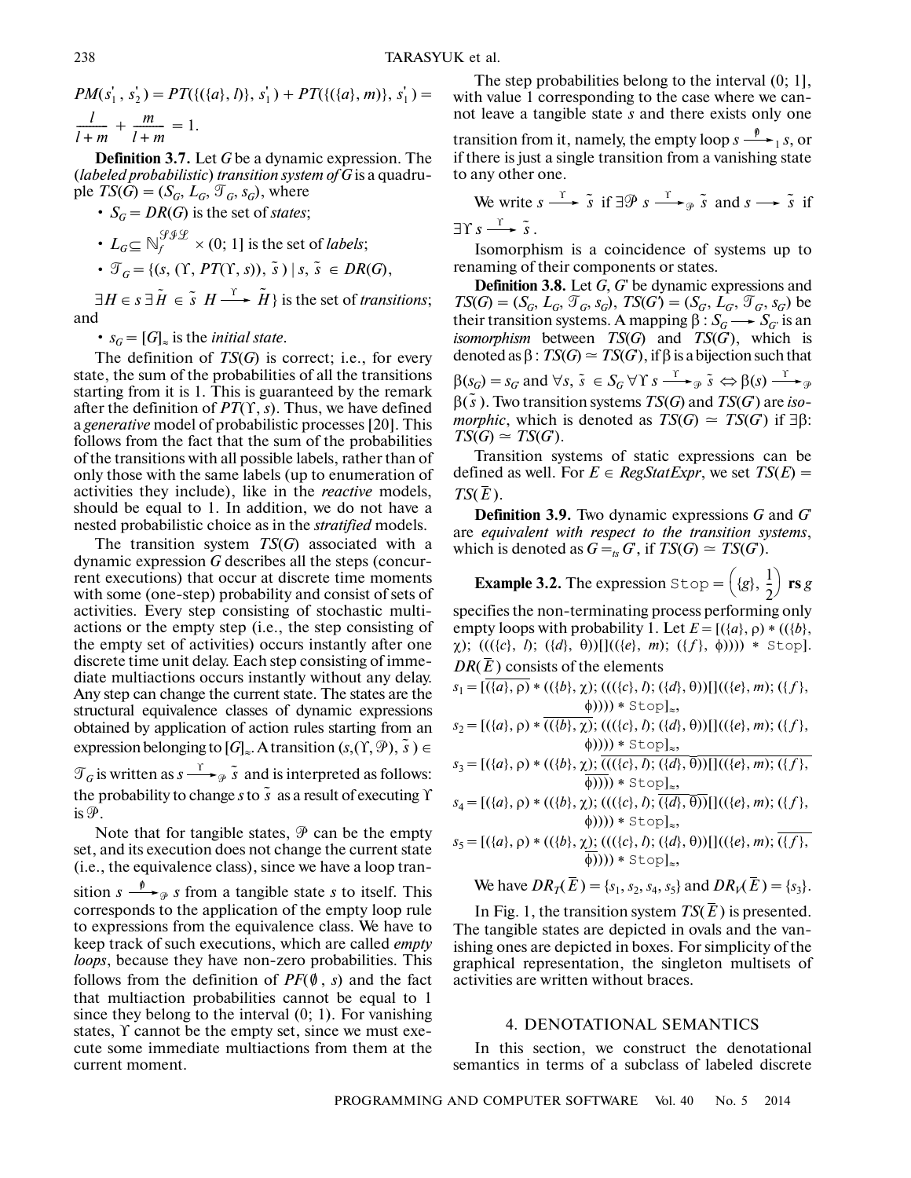$PM(s_1', s_2') = PT(\{(\{a\}, l)\}, s_1') + PT(\{(\{a\}, m)\}, s_1') = \frac{l}{l+m} + \frac{m}{l+m} = 1.$

**Definition 3.7.** Let $G$ be a dynamic expression. The (*labeled probabilistic*) *transition system of* $G$ is a quadruple $TS(G) = (S_G, L_G, \mathcal{T}_G, s_G)$, where

- $S_G = DR(G)$ is the set of *states*;
- $L_G \subseteq \mathbb{N}_f^{\mathcal{SIL}} \times (0; 1]$ is the set of *labels*;
- $\mathcal{T}_G = \{(s, (\Upsilon, PT(\Upsilon, s)), \tilde{s}) \mid s, \tilde{s} \in DR(G),$ $\exists H \in s\ \exists \tilde{H} \in \tilde{s}\ H \xrightarrow{\Upsilon} \tilde{H}\}$ is the set of *transitions*; and
- $s_G = [G]_\approx$ is the *initial state*.

The definition of $TS(G)$ is correct; i.e., for every state, the sum of the probabilities of all the transitions starting from it is 1. This is guaranteed by the remark after the definition of $PT(\Upsilon, s)$. Thus, we have defined a *generative* model of probabilistic processes [20]. This follows from the fact that the sum of the probabilities of the transitions with all possible labels, rather than of only those with the same labels (up to enumeration of activities they include), like in the *reactive* models, should be equal to 1. In addition, we do not have a nested probabilistic choice as in the *stratified* models.

The transition system $TS(G)$ associated with a dynamic expression $G$ describes all the steps (concurrent executions) that occur at discrete time moments with some (one-step) probability and consist of sets of activities. Every step consisting of stochastic multiactions or the empty step (i.e., the step consisting of the empty set of activities) occurs instantly after one discrete time unit delay. Each step consisting of immediate multiactions occurs instantly without any delay. Any step can change the current state. The states are the structural equivalence classes of dynamic expressions obtained by application of action rules starting from an expression belonging to $[G]_\approx$. A transition $(s, (\Upsilon, \mathcal{P}), \tilde{s}) \in \mathcal{T}_G$ is written as $s \xrightarrow{\Upsilon}_{\mathcal{P}} \tilde{s}$ and is interpreted as follows: the probability to change $s$ to $\tilde{s}$ as a result of executing $\Upsilon$ is $\mathcal{P}$.

Note that for tangible states, $\mathcal{P}$ can be the empty set, and its execution does not change the current state (i.e., the equivalence class), since we have a loop transition $s \xrightarrow{\emptyset}_{\mathcal{P}} s$ from a tangible state $s$ to itself. This corresponds to the application of the empty loop rule to expressions from the equivalence class. We have to keep track of such executions, which are called *empty loops*, because they have non-zero probabilities. This follows from the definition of $PF(\emptyset, s)$ and the fact that multiaction probabilities cannot be equal to 1 since they belong to the interval (0; 1). For vanishing states, $\Upsilon$ cannot be the empty set, since we must execute some immediate multiactions from them at the current moment.

The step probabilities belong to the interval (0; 1], with value 1 corresponding to the case where we cannot leave a tangible state $s$ and there exists only one transition from it, namely, the empty loop $s \xrightarrow{\emptyset}_1 s$, or if there is just a single transition from a vanishing state to any other one.

We write $s \xrightarrow{\Upsilon} \tilde{s}$ if $\exists \mathcal{P}\ s \xrightarrow{\Upsilon}_{\mathcal{P}} \tilde{s}$ and $s \longrightarrow \tilde{s}$ if $\exists \Upsilon\ s \xrightarrow{\Upsilon} \tilde{s}$.

Isomorphism is a coincidence of systems up to renaming of their components or states.

**Definition 3.8.** Let $G$, $G'$ be dynamic expressions and $TS(G) = (S_G, L_G, \mathcal{T}_G, s_G)$, $TS(G') = (S_{G'}, L_{G'}, \mathcal{T}_{G'}, s_{G'})$ be their transition systems. A mapping $\beta : S_G \longrightarrow S_{G'}$ is an *isomorphism* between $TS(G)$ and $TS(G')$, which is denoted as $\beta : TS(G) \simeq TS(G')$, if $\beta$ is a bijection such that $\beta(s_G) = s_{G'}$ and $\forall s, \tilde{s} \in S_G\ \forall \Upsilon\ s \xrightarrow{\Upsilon}_{\mathcal{P}} \tilde{s} \Leftrightarrow \beta(s) \xrightarrow{\Upsilon}_{\mathcal{P}} \beta(\tilde{s})$. Two transition systems $TS(G)$ and $TS(G')$ are *isomorphic*, which is denoted as $TS(G) \simeq TS(G')$ if $\exists \beta$: $TS(G) \simeq TS(G')$.

Transition systems of static expressions can be defined as well. For $E \in RegStatExpr$, we set $TS(E) = TS(\overline{E})$.

**Definition 3.9.** Two dynamic expressions $G$ and $G'$ are *equivalent with respect to the transition systems*, which is denoted as $G =_{ts} G'$, if $TS(G) \simeq TS(G')$.

**Example 3.2.** The expression $\mathtt{Stop} = \left(\{g\}, \frac{1}{2}\right)$ **rs** $g$ specifies the non-terminating process performing only empty loops with probability 1. Let $E = [(\{a\}, \rho) * ((\{b\}, \chi); (((\{c\}, l); (\{d\}, \theta))[]((\{e\}, m); (\{f\}, \phi)))) * \mathtt{Stop}]$. $DR(\overline{E})$ consists of the elements

$s_1 = [\overline{(\{a\}, \rho)} * ((\{b\}, \chi); (((\{c\}, l); (\{d\}, \theta))[]((\{e\}, m); (\{f\}, \phi)))) * \mathtt{Stop}]_\approx$,

$s_2 = [(\{a\}, \rho) * (\overline{(\{b\}, \chi)}; (((\{c\}, l); (\{d\}, \theta))[]((\{e\}, m); (\{f\}, \phi)))) * \mathtt{Stop}]_\approx$,

$s_3 = [(\{a\}, \rho) * ((\{b\}, \chi); \overline{(((\{c\}, l); (\{d\}, \theta))[]((\{e\}, m); (\{f\}, \phi)))}) * \mathtt{Stop}]_\approx$,

$s_4 = [(\{a\}, \rho) * ((\{b\}, \chi); (((\{c\}, l); \overline{(\{d\}, \theta)})[]((\{e\}, m); (\{f\}, \phi)))) * \mathtt{Stop}]_\approx$,

$s_5 = [(\{a\}, \rho) * ((\{b\}, \chi); (((\{c\}, l); (\{d\}, \theta))[]((\{e\}, m); \overline{(\{f\}, \phi)}))) * \mathtt{Stop}]_\approx$,

We have $DR_T(\overline{E}) = \{s_1, s_2, s_4, s_5\}$ and $DR_V(\overline{E}) = \{s_3\}$.

In Fig. 1, the transition system $TS(\overline{E})$ is presented. The tangible states are depicted in ovals and the vanishing ones are depicted in boxes. For simplicity of the graphical representation, the singleton multisets of activities are written without braces.

## 4. DENOTATIONAL SEMANTICS

In this section, we construct the denotational semantics in terms of a subclass of labeled discrete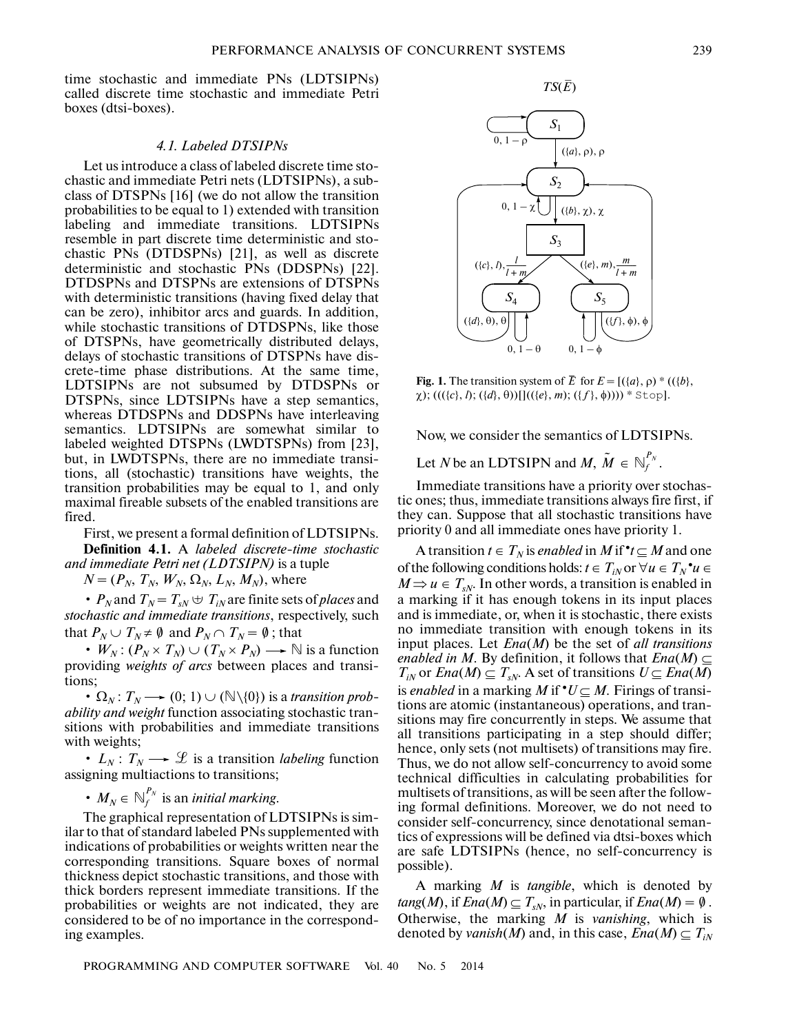time stochastic and immediate PNs (LDTSIPNs) called discrete time stochastic and immediate Petri boxes (dtsi-boxes).

### 4.1. Labeled DTSIPNs

Let us introduce a class of labeled discrete time stochastic and immediate Petri nets (LDTSIPNs), a subclass of DTSPNs [16] (we do not allow the transition probabilities to be equal to 1) extended with transition labeling and immediate transitions. LDTSIPNs resemble in part discrete time deterministic and stochastic PNs (DTDSPNs) [21], as well as discrete deterministic and stochastic PNs (DDSPNs) [22]. DTDSPNs and DTSPNs are extensions of DTSPNs with deterministic transitions (having fixed delay that can be zero), inhibitor arcs and guards. In addition, while stochastic transitions of DTDSPNs, like those of DTSPNs, have geometrically distributed delays, delays of stochastic transitions of DTSPNs have discrete-time phase distributions. At the same time, LDTSIPNs are not subsumed by DTDSPNs or DTSPNs, since LDTSIPNs have a step semantics, whereas DTDSPNs and DDSPNs have interleaving semantics. LDTSIPNs are somewhat similar to labeled weighted DTSPNs (LWDTSPNs) from [23], but, in LWDTSPNs, there are no immediate transitions, all (stochastic) transitions have weights, the transition probabilities may be equal to 1, and only maximal fireable subsets of the enabled transitions are fired.

First, we present a formal definition of LDTSIPNs.

**Definition 4.1.** A *labeled discrete-time stochastic and immediate Petri net (LDTSIPN)* is a tuple $N = (P_N, T_N, W_N, \Omega_N, L_N, M_N)$, where

- $P_N$ and $T_N = T_{sN} \uplus T_{iN}$ are finite sets of *places* and *stochastic and immediate transitions*, respectively, such that $P_N \cup T_N \neq \emptyset$ and $P_N \cap T_N = \emptyset$ ; that
- $W_N : (P_N \times T_N) \cup (T_N \times P_N) \longrightarrow \mathbb{N}$ is a function providing *weights of arcs* between places and transitions;
- $\Omega_N : T_N \longrightarrow (0; 1) \cup (\mathbb{N}\backslash\{0\})$ is a *transition probability and weight* function associating stochastic transitions with probabilities and immediate transitions with weights;
- $L_N : T_N \longrightarrow \mathcal{L}$ is a transition *labeling* function assigning multiactions to transitions;
- $M_N \in \mathbb{N}_f^{P_N}$ is an *initial marking*.

The graphical representation of LDTSIPNs is similar to that of standard labeled PNs supplemented with indications of probabilities or weights written near the corresponding transitions. Square boxes of normal thickness depict stochastic transitions, and those with thick borders represent immediate transitions. If the probabilities or weights are not indicated, they are considered to be of no importance in the corresponding examples.

**Fig. 1.** The transition system of $\overline{E}$ for $E = [(\{a\}, \rho) * ((\{b\}, \chi); (((\{c\}, l); (\{d\}, \theta))[]((\{e\}, m); (\{f\}, \phi)))) * \mathtt{Stop}]$.

Now, we consider the semantics of LDTSIPNs.

Let $N$ be an LDTSIPN and $M, \tilde{M} \in \mathbb{N}_f^{P_N}$.

Immediate transitions have a priority over stochastic ones; thus, immediate transitions always fire first, if they can. Suppose that all stochastic transitions have priority 0 and all immediate ones have priority 1.

A transition $t \in T_N$ is *enabled* in $M$ if ${}^\bullet t \subseteq M$ and one of the following conditions holds: $t \in T_{iN}$ or $\forall u \in T_N\ {}^\bullet u \in M \Rightarrow u \in T_{sN}$. In other words, a transition is enabled in a marking if it has enough tokens in its input places and is immediate, or, when it is stochastic, there exists no immediate transition with enough tokens in its input places. Let $Ena(M)$ be the set of *all transitions enabled in M*. By definition, it follows that $Ena(M) \subseteq T_{iN}$ or $Ena(M) \subseteq T_{sN}$. A set of transitions $U \subseteq Ena(M)$ is *enabled* in a marking $M$ if ${}^\bullet U \subseteq M$. Firings of transitions are atomic (instantaneous) operations, and transitions may fire concurrently in steps. We assume that all transitions participating in a step should differ; hence, only sets (not multisets) of transitions may fire. Thus, we do not allow self-concurrency to avoid some technical difficulties in calculating probabilities for multisets of transitions, as will be seen after the following formal definitions. Moreover, we do not need to consider self-concurrency, since denotational semantics of expressions will be defined via dtsi-boxes which are safe LDTSIPNs (hence, no self-concurrency is possible).

A marking $M$ is *tangible*, which is denoted by $tang(M)$, if $Ena(M) \subseteq T_{sN}$, in particular, if $Ena(M) = \emptyset$. Otherwise, the marking $M$ is *vanishing*, which is denoted by $vanish(M)$ and, in this case, $Ena(M) \subseteq T_{iN}$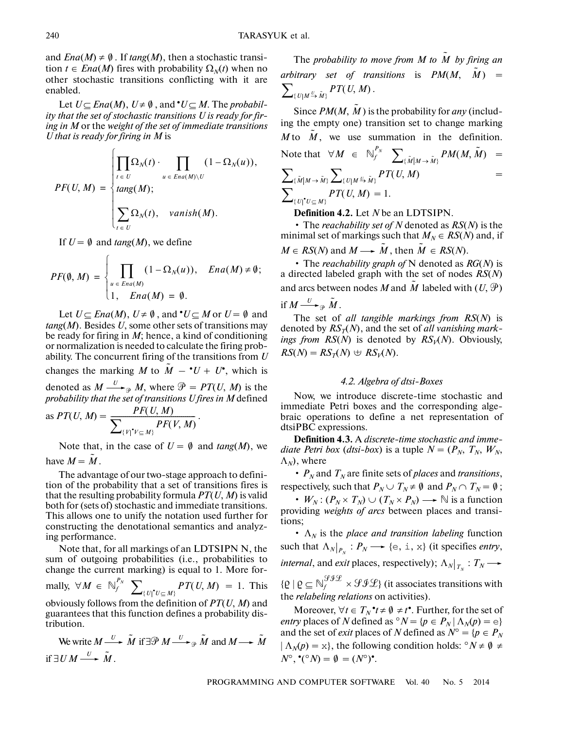and $Ena(M) \neq \emptyset$. If $tang(M)$, then a stochastic transition $t \in Ena(M)$ fires with probability $\Omega_N(t)$ when no other stochastic transitions conflicting with it are enabled.

Let $U \subseteq Ena(M)$, $U \neq \emptyset$, and ${}^\bullet U \subseteq M$. The *probability that the set of stochastic transitions U is ready for firing in M* or the *weight of the set of immediate transitions U that is ready for firing in M* is

$$PF(U, M) = \begin{cases} \prod_{t \in U} \Omega_N(t) \cdot \prod_{u \in Ena(M) \setminus U} (1 - \Omega_N(u)), \\ tang(M); \\ \sum_{t \in U} \Omega_N(t), \quad vanish(M). \end{cases}$$

If $U = \emptyset$ and $tang(M)$, we define

$$PF(\emptyset, M) = \begin{cases} \prod_{u \in Ena(M)} (1 - \Omega_N(u)), & Ena(M) \neq \emptyset; \\ 1, & Ena(M) = \emptyset. \end{cases}$$

Let $U \subseteq Ena(M)$, $U \neq \emptyset$, and ${}^\bullet U \subseteq M$ or $U = \emptyset$ and $tang(M)$. Besides $U$, some other sets of transitions may be ready for firing in $M$; hence, a kind of conditioning or normalization is needed to calculate the firing probability. The concurrent firing of the transitions from $U$ changes the marking $M$ to $\tilde{M} = M - {}^\bullet U + U^\bullet$, which is denoted as $M \xrightarrow{U}_{\mathcal{P}} M$, where $\mathcal{P} = PT(U, M)$ is the *probability that the set of transitions U fires in M* defined as $PT(U, M) = \dfrac{PF(U, M)}{\sum_{\{V \mid {}^\bullet V \subseteq M\}} PF(V, M)}$.

Note that, in the case of $U = \emptyset$ and $tang(M)$, we have $M = \tilde{M}$.

The advantage of our two-stage approach to definition of the probability that a set of transitions fires is that the resulting probability formula $PT(U, M)$ is valid both for (sets of) stochastic and immediate transitions. This allows one to unify the notation used further for constructing the denotational semantics and analyzing performance.

Note that, for all markings of an LDTSIPN N, the sum of outgoing probabilities (i.e., probabilities to change the current marking) is equal to 1. More formally, $\forall M \in \mathbb{N}_f^{P_N} \ \sum_{\{U \mid {}^\bullet U \subseteq M\}} PT(U, M) = 1$. This obviously follows from the definition of $PT(U, M)$ and guarantees that this function defines a probability distribution.

We write $M \xrightarrow{U} \tilde{M}$ if $\exists \mathcal{P} \ M \xrightarrow{U}_{\mathcal{P}} \tilde{M}$ and $M \longrightarrow \tilde{M}$ if $\exists U \ M \xrightarrow{U} \tilde{M}$.

The *probability to move from M to $\tilde{M}$ by firing an arbitrary set of transitions* is $PM(M, \tilde{M}) = \sum_{\{U \mid M \xrightarrow{U} \tilde{M}\}} PT(U, M)$.

Since $PM(M, \tilde{M})$ is the probability for *any* (including the empty one) transition set to change marking $M$ to $\tilde{M}$, we use summation in the definition. Note that $\forall M \in \mathbb{N}_f^{P_N} \ \sum_{\{\tilde{M} \mid M \to \tilde{M}\}} PM(M, \tilde{M}) = \sum_{\{\tilde{M} \mid M \to \tilde{M}\}} \sum_{\{U \mid M \xrightarrow{U} \tilde{M}\}} PT(U, M) = \sum_{\{U \mid {}^\bullet U \subseteq M\}} PT(U, M) = 1$.

**Definition 4.2.** Let $N$ be an LDTSIPN.

- The *reachability set of N* denoted as $RS(N)$ is the minimal set of markings such that $M_N \in RS(N)$ and, if $M \in RS(N)$ and $M \longrightarrow \tilde{M}$, then $\tilde{M} \in RS(N)$.
- The *reachability graph of* N denoted as $RG(N)$ is a directed labeled graph with the set of nodes $RS(N)$ and arcs between nodes $M$ and $\tilde{M}$ labeled with $(U, \mathcal{P})$ if $M \xrightarrow{U}_{\mathcal{P}} \tilde{M}$.

The set of *all tangible markings from* $RS(N)$ is denoted by $RS_T(N)$, and the set of *all vanishing markings from* $RS(N)$ is denoted by $RS_V(N)$. Obviously, $RS(N) = RS_T(N) \uplus RS_V(N)$.

### 4.2. Algebra of dtsi-Boxes

Now, we introduce discrete-time stochastic and immediate Petri boxes and the corresponding algebraic operations to define a net representation of dtsiPBC expressions.

**Definition 4.3.** A *discrete-time stochastic and immediate Petri box* (*dtsi-box*) is a tuple $N = (P_N, T_N, W_N, \Lambda_N)$, where

- $P_N$ and $T_N$ are finite sets of *places* and *transitions*, respectively, such that $P_N \cup T_N \neq \emptyset$ and $P_N \cap T_N = \emptyset$;
- $W_N : (P_N \times T_N) \cup (T_N \times P_N) \longrightarrow \mathbb{N}$ is a function providing *weights of arcs* between places and transitions;
- $\Lambda_N$ is the *place and transition labeling* function such that $\Lambda_N|_{P_N} : P_N \longrightarrow \{\mathtt{e}, \mathtt{i}, \mathtt{x}\}$ (it specifies *entry*, *internal*, and *exit* places, respectively); $\Lambda_N|_{T_N} : T_N \longrightarrow \{\varrho \mid \varrho \subseteq \mathbb{N}_f^{\mathcal{SIL}} \times \mathcal{SIL}\}$ (it associates transitions with the *relabeling relations* on activities).

Moreover, $\forall t \in T_N \ {}^\bullet t \neq \emptyset \neq t^\bullet$. Further, for the set of *entry* places of $N$ defined as ${}^\circ N = \{p \in P_N \mid \Lambda_N(p) = \mathtt{e}\}$ and the set of *exit* places of $N$ defined as $N^\circ = \{p \in P_N \mid \Lambda_N(p) = \mathtt{x}\}$, the following condition holds: ${}^\circ N \neq \emptyset \neq N^\circ$, ${}^\bullet({}^\circ N) = \emptyset = (N^\circ)^\bullet$.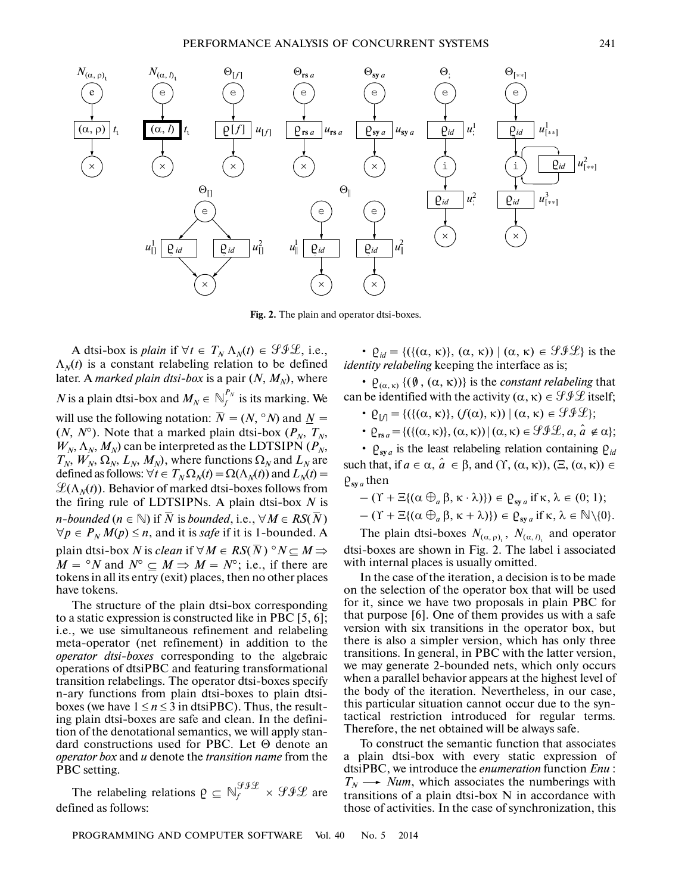**Fig. 2.** The plain and operator dtsi-boxes.

A dtsi-box is *plain* if $\forall t \in T_N\ \Lambda_N(t) \in \mathcal{SIL}$, i.e., $\Lambda_N(t)$ is a constant relabeling relation to be defined later. A *marked plain dtsi-box* is a pair $(N, M_N)$, where $N$ is a plain dtsi-box and $M_N \in \mathbb{N}_f^{P_N}$ is its marking. We will use the following notation: $\overline{N} = (N, {}^\circ N)$ and $\underline{N} = (N, N^\circ)$. Note that a marked plain dtsi-box $(P_N, T_N, W_N, \Lambda_N, M_N)$ can be interpreted as the LDTSIPN $(P_N, T_N, W_N, \Omega_N, L_N, M_N)$, where functions $\Omega_N$ and $L_N$ are defined as follows: $\forall t \in T_N\ \Omega_N(t) = \Omega(\Lambda_N(t))$ and $L_N(t) = \mathcal{L}(\Lambda_N(t))$. Behavior of marked dtsi-boxes follows from the firing rule of LDTSIPNs. A plain dtsi-box $N$ is *n-bounded* ($n \in \mathbb{N}$) if $\overline{N}$ is *bounded*, i.e., $\forall M \in RS(\overline{N})$ $\forall p \in P_N\ M(p) \le n$, and it is *safe* if it is 1-bounded. A plain dtsi-box $N$ is *clean* if $\forall M \in RS(\overline{N})\ {}^\circ N \subseteq M \Rightarrow M = {}^\circ N$ and $N^\circ \subseteq M \Rightarrow M = N^\circ$; i.e., if there are tokens in all its entry (exit) places, then no other places have tokens.

The structure of the plain dtsi-box corresponding to a static expression is constructed like in PBC [5, 6]; i.e., we use simultaneous refinement and relabeling meta-operator (net refinement) in addition to the *operator dtsi-boxes* corresponding to the algebraic operations of dtsiPBC and featuring transformational transition relabelings. The operator dtsi-boxes specify n-ary functions from plain dtsi-boxes to plain dtsi-boxes (we have $1 \le n \le 3$ in dtsiPBC). Thus, the resulting plain dtsi-boxes are safe and clean. In the definition of the denotational semantics, we will apply standard constructions used for PBC. Let $\Theta$ denote an *operator box* and $u$ denote the *transition name* from the PBC setting.

The relabeling relations $\varrho \subseteq \mathbb{N}_f^{\mathcal{SIL}} \times \mathcal{SIL}$ are defined as follows:

- $\varrho_{id} = \{(\{(\alpha, \kappa)\}, (\alpha, \kappa)) \mid (\alpha, \kappa) \in \mathcal{SIL}\}$ is the *identity relabeling* keeping the interface as is;
- $\varrho_{(\alpha, \kappa)}\ \{(\emptyset, (\alpha, \kappa))\}$ is the *constant relabeling* that can be identified with the activity $(\alpha, \kappa) \in \mathcal{SIL}$ itself;
- $\varrho_{[f]} = \{(\{(\alpha, \kappa)\}, (f(\alpha), \kappa)) \mid (\alpha, \kappa) \in \mathcal{SIL}\}$;
- $\varrho_{\mathbf{rs}\,a} = \{(\{(\alpha, \kappa)\}, (\alpha, \kappa)) \mid (\alpha, \kappa) \in \mathcal{SIL}, a, \hat{a} \notin \alpha\}$;
- $\varrho_{\mathbf{sy}\,a}$ is the least relabeling relation containing $\varrho_{id}$ such that, if $a \in \alpha$, $\hat{a} \in \beta$, and $(\Upsilon, (\alpha, \kappa)), (\Xi, (\alpha, \kappa)) \in \varrho_{\mathbf{sy}\,a}$ then
  - $(\Upsilon + \Xi\{(\alpha \oplus_a \beta, \kappa \cdot \lambda)\}) \in \varrho_{\mathbf{sy}\,a}$ if $\kappa, \lambda \in (0; 1)$;
  - $(\Upsilon + \Xi\{(\alpha \oplus_a \beta, \kappa + \lambda)\}) \in \varrho_{\mathbf{sy}\,a}$ if $\kappa, \lambda \in \mathbb{N}\backslash\{0\}$.

The plain dtsi-boxes $N_{(\alpha, \rho)_\iota}$, $N_{(\alpha, l)_\iota}$ and operator dtsi-boxes are shown in Fig. 2. The label i associated with internal places is usually omitted.

In the case of the iteration, a decision is to be made on the selection of the operator box that will be used for it, since we have two proposals in plain PBC for that purpose [6]. One of them provides us with a safe version with six transitions in the operator box, but there is also a simpler version, which has only three transitions. In general, in PBC with the latter version, we may generate 2-bounded nets, which only occurs when a parallel behavior appears at the highest level of the body of the iteration. Nevertheless, in our case, this particular situation cannot occur due to the syntactical restriction introduced for regular terms. Therefore, the net obtained will be always safe.

To construct the semantic function that associates a plain dtsi-box with every static expression of dtsiPBC, we introduce the *enumeration* function $Enu : T_N \longrightarrow Num$, which associates the numberings with transitions of a plain dtsi-box N in accordance with those of activities. In the case of synchronization, this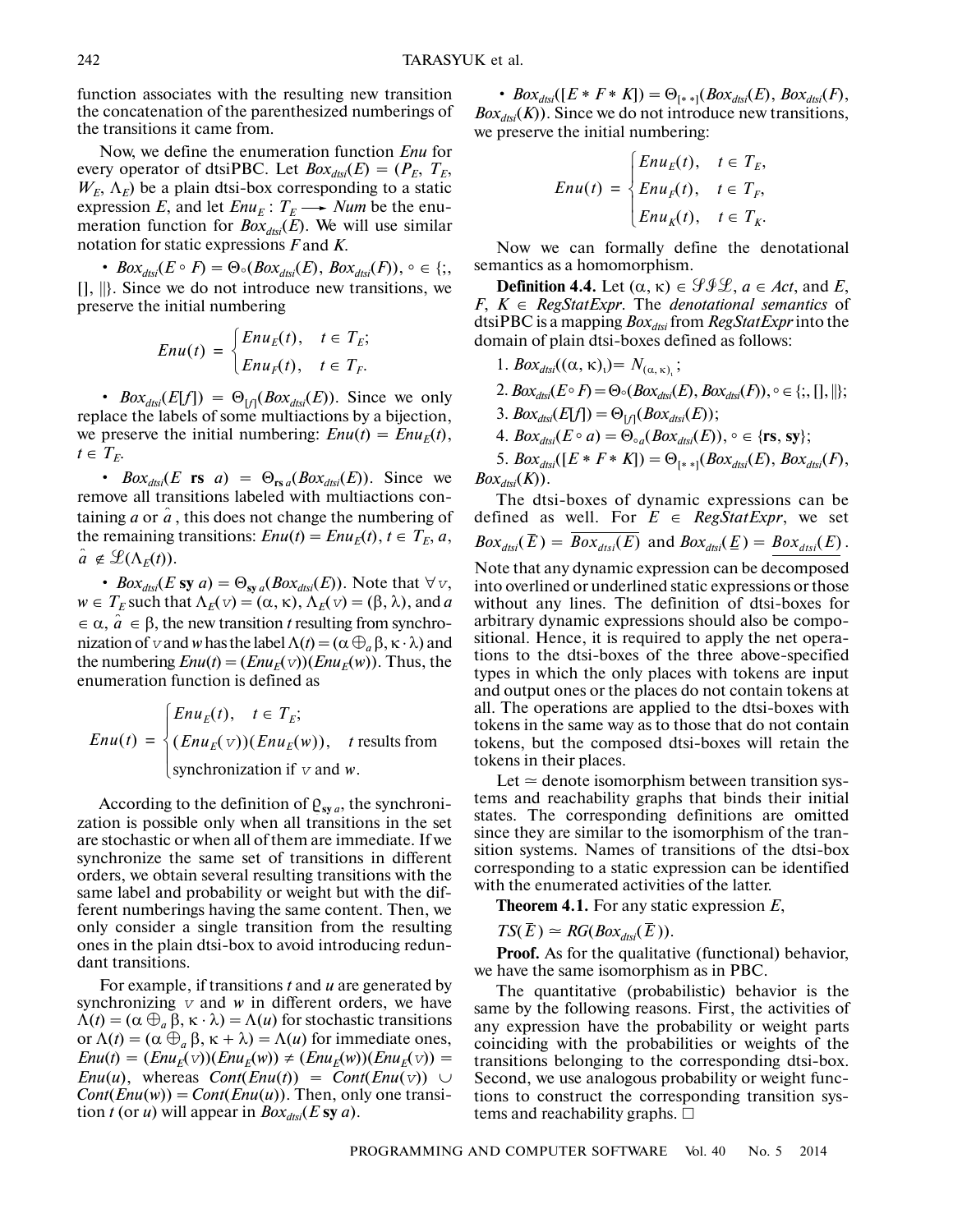function associates with the resulting new transition the concatenation of the parenthesized numberings of the transitions it came from.

Now, we define the enumeration function *Enu* for every operator of dtsiPBC. Let $Box_{dtsi}(E) = (P_E, T_E, W_E, \Lambda_E)$ be a plain dtsi-box corresponding to a static expression $E$, and let $Enu_E : T_E \longrightarrow Num$ be the enumeration function for $Box_{dtsi}(E)$. We will use similar notation for static expressions $F$ and $K$.

• $Box_{dtsi}(E \circ F) = \Theta_\circ(Box_{dtsi}(E), Box_{dtsi}(F))$, $\circ \in \{;, [], \|\}$. Since we do not introduce new transitions, we preserve the initial numbering

$$Enu(t) = \begin{cases} Enu_E(t), & t \in T_E; \\ Enu_F(t), & t \in T_F. \end{cases}$$

• $Box_{dtsi}(E[f]) = \Theta_{[f]}(Box_{dtsi}(E))$. Since we only replace the labels of some multiactions by a bijection, we preserve the initial numbering: $Enu(t) = Enu_E(t)$, $t \in T_E$.

• $Box_{dtsi}(E \textbf{ rs } a) = \Theta_{\textbf{rs}\, a}(Box_{dtsi}(E))$. Since we remove all transitions labeled with multiactions containing $a$ or $\hat{a}$, this does not change the numbering of the remaining transitions: $Enu(t) = Enu_E(t)$, $t \in T_E$, $a, \hat{a} \notin \mathcal{L}(\Lambda_E(t))$.

• $Box_{dtsi}(E \textbf{ sy } a) = \Theta_{\textbf{sy}\, a}(Box_{dtsi}(E))$. Note that $\forall\, v, w \in T_E$ such that $\Lambda_E(v) = (\alpha, \kappa)$, $\Lambda_E(v) = (\beta, \lambda)$, and $a \in \alpha$, $\hat{a} \in \beta$, the new transition $t$ resulting from synchronization of $v$ and $w$ has the label $\Lambda(t) = (\alpha \oplus_a \beta, \kappa \cdot \lambda)$ and the numbering $Enu(t) = (Enu_E(v))(Enu_E(w))$. Thus, the enumeration function is defined as

$$Enu(t) = \begin{cases} Enu_E(t), & t \in T_E; \\ (Enu_E(v))(Enu_E(w)), & t \text{ results from} \\ & \text{synchronization if } v \text{ and } w. \end{cases}$$

According to the definition of $\varrho_{\textbf{sy}\, a}$, the synchronization is possible only when all transitions in the set are stochastic or when all of them are immediate. If we synchronize the same set of transitions in different orders, we obtain several resulting transitions with the same label and probability or weight but with the different numberings having the same content. Then, we only consider a single transition from the resulting ones in the plain dtsi-box to avoid introducing redundant transitions.

For example, if transitions $t$ and $u$ are generated by synchronizing $v$ and $w$ in different orders, we have $\Lambda(t) = (\alpha \oplus_a \beta, \kappa \cdot \lambda) = \Lambda(u)$ for stochastic transitions or $\Lambda(t) = (\alpha \oplus_a \beta, \kappa + \lambda) = \Lambda(u)$ for immediate ones, $Enu(t) = (Enu_E(v))(Enu_E(w)) \neq (Enu_E(w))(Enu_E(v)) = Enu(u)$, whereas $Cont(Enu(t)) = Cont(Enu(v)) \cup Cont(Enu(w)) = Cont(Enu(u))$. Then, only one transition $t$ (or $u$) will appear in $Box_{dtsi}(E \textbf{ sy } a)$.

• $Box_{dtsi}([E * F * K]) = \Theta_{[* *]}(Box_{dtsi}(E), Box_{dtsi}(F), Box_{dtsi}(K))$. Since we do not introduce new transitions, we preserve the initial numbering:

$$Enu(t) = \begin{cases} Enu_E(t), & t \in T_E, \\ Enu_F(t), & t \in T_F, \\ Enu_K(t), & t \in T_K. \end{cases}$$

Now we can formally define the denotational semantics as a homomorphism.

**Definition 4.4.** Let $(\alpha, \kappa) \in \mathcal{SIL}$, $a \in Act$, and $E, F, K \in RegStatExpr$. The *denotational semantics* of dtsiPBC is a mapping $Box_{dtsi}$ from *RegStatExpr* into the domain of plain dtsi-boxes defined as follows:

1. $Box_{dtsi}((\alpha, \kappa)_\iota) = N_{(\alpha, \kappa)_\iota}$;
2. $Box_{dtsi}(E \circ F) = \Theta_\circ(Box_{dtsi}(E), Box_{dtsi}(F)), \circ \in \{;, [], \|\}$;
3. $Box_{dtsi}(E[f]) = \Theta_{[f]}(Box_{dtsi}(E))$;
4. $Box_{dtsi}(E \circ a) = \Theta_{\circ a}(Box_{dtsi}(E)), \circ \in \{\textbf{rs}, \textbf{sy}\}$;
5. $Box_{dtsi}([E * F * K]) = \Theta_{[* *]}(Box_{dtsi}(E), Box_{dtsi}(F), Box_{dtsi}(K))$.

The dtsi-boxes of dynamic expressions can be defined as well. For $E \in RegStatExpr$, we set $Box_{dtsi}(\overline{E}) = \overline{Box_{dtsi}(E)}$ and $Box_{dtsi}(\underline{E}) = \underline{Box_{dtsi}(E)}$. Note that any dynamic expression can be decomposed into overlined or underlined static expressions or those without any lines. The definition of dtsi-boxes for arbitrary dynamic expressions should also be compositional. Hence, it is required to apply the net operations to the dtsi-boxes of the three above-specified types in which the only places with tokens are input and output ones or the places do not contain tokens at all. The operations are applied to the dtsi-boxes with tokens in the same way as to those that do not contain tokens, but the composed dtsi-boxes will retain the tokens in their places.

Let $\simeq$ denote isomorphism between transition systems and reachability graphs that binds their initial states. The corresponding definitions are omitted since they are similar to the isomorphism of the transition systems. Names of transitions of the dtsi-box corresponding to a static expression can be identified with the enumerated activities of the latter.

**Theorem 4.1.** For any static expression $E$,

$TS(\overline{E}) \simeq RG(Box_{dtsi}(\overline{E}))$.

**Proof.** As for the qualitative (functional) behavior, we have the same isomorphism as in PBC.

The quantitative (probabilistic) behavior is the same by the following reasons. First, the activities of any expression have the probability or weight parts coinciding with the probabilities or weights of the transitions belonging to the corresponding dtsi-box. Second, we use analogous probability or weight functions to construct the corresponding transition systems and reachability graphs. □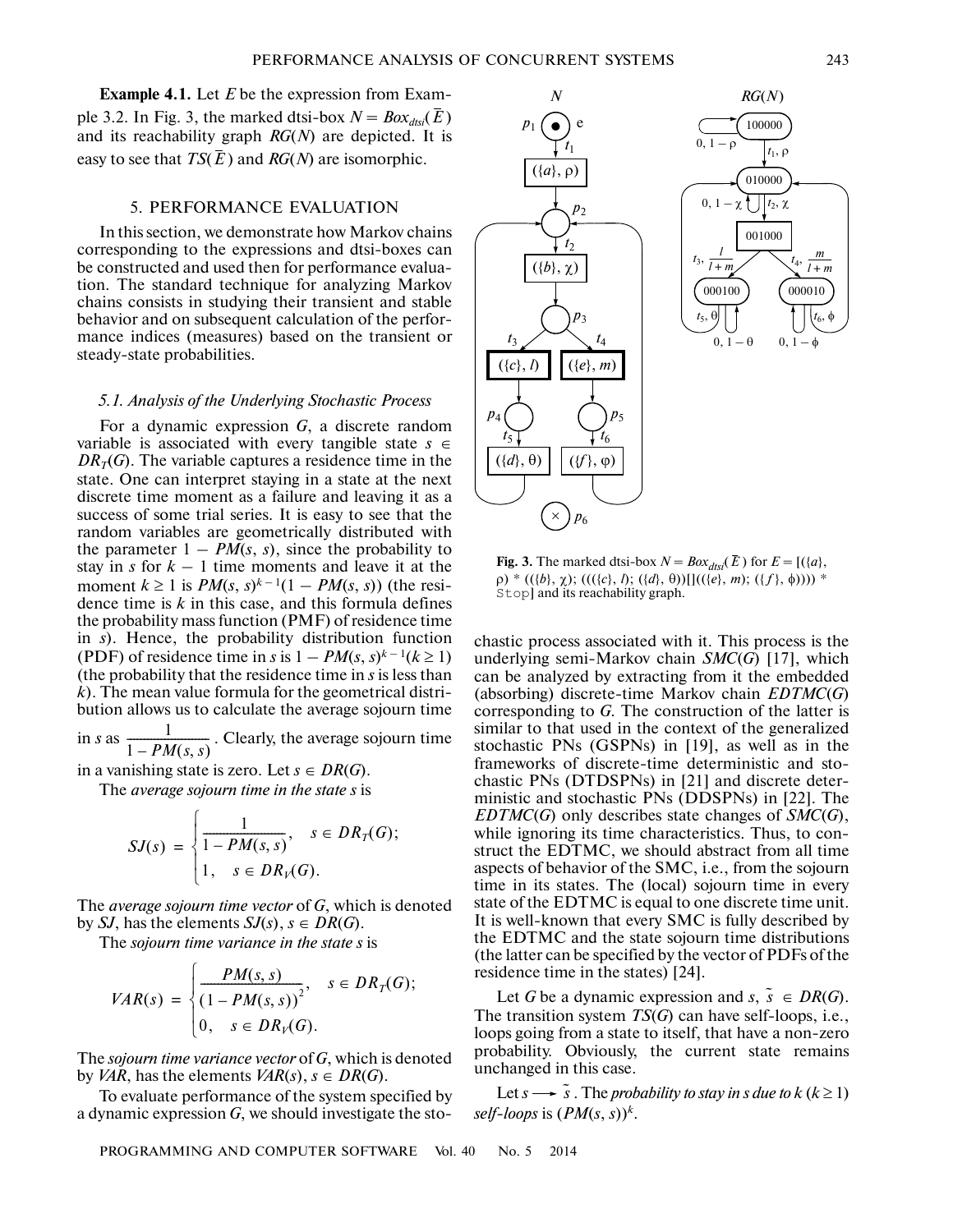**Example 4.1.** Let $E$ be the expression from Example 3.2. In Fig. 3, the marked dtsi-box $N = Box_{dtsi}(\overline{E})$ and its reachability graph $RG(N)$ are depicted. It is easy to see that $TS(\overline{E})$ and $RG(N)$ are isomorphic.

**Fig. 3.** The marked dtsi-box $N = Box_{dtsi}(\overline{E})$ for $E = [(\{a\}, \rho) * ((\{b\}, \chi); (((\{c\}, l); (\{d\}, \theta))[]((\{e\}, m); (\{f\}, \phi)))) *$ Stop] and its reachability graph.

## 5. PERFORMANCE EVALUATION

In this section, we demonstrate how Markov chains corresponding to the expressions and dtsi-boxes can be constructed and used then for performance evaluation. The standard technique for analyzing Markov chains consists in studying their transient and stable behavior and on subsequent calculation of the performance indices (measures) based on the transient or steady-state probabilities.

### *5.1. Analysis of the Underlying Stochastic Process*

For a dynamic expression $G$, a discrete random variable is associated with every tangible state $s \in DR_T(G)$. The variable captures a residence time in the state. One can interpret staying in a state at the next discrete time moment as a failure and leaving it as a success of some trial series. It is easy to see that the random variables are geometrically distributed with the parameter $1 - PM(s, s)$, since the probability to stay in $s$ for $k - 1$ time moments and leave it at the moment $k \geq 1$ is $PM(s, s)^{k-1}(1 - PM(s, s))$ (the residence time is $k$ in this case, and this formula defines the probability mass function (PMF) of residence time in $s$). Hence, the probability distribution function (PDF) of residence time in $s$ is $1 - PM(s, s)^{k-1} (k \geq 1)$ (the probability that the residence time in $s$ is less than $k$). The mean value formula for the geometrical distribution allows us to calculate the average sojourn time in $s$ as $\frac{1}{1 - PM(s, s)}$. Clearly, the average sojourn time in a vanishing state is zero. Let $s \in DR(G)$.

The *average sojourn time in the state s* is

$$SJ(s) = \begin{cases} \dfrac{1}{1 - PM(s, s)}, & s \in DR_T(G); \\ 1, & s \in DR_V(G). \end{cases}$$

The *average sojourn time vector* of $G$, which is denoted by $SJ$, has the elements $SJ(s)$, $s \in DR(G)$.

The *sojourn time variance in the state s* is

$$VAR(s) = \begin{cases} \dfrac{PM(s, s)}{(1 - PM(s, s))^2}, & s \in DR_T(G); \\ 0, & s \in DR_V(G). \end{cases}$$

The *sojourn time variance vector* of $G$, which is denoted by $VAR$, has the elements $VAR(s)$, $s \in DR(G)$.

To evaluate performance of the system specified by a dynamic expression $G$, we should investigate the stochastic process associated with it. This process is the underlying semi-Markov chain $SMC(G)$ [17], which can be analyzed by extracting from it the embedded (absorbing) discrete-time Markov chain $EDTMC(G)$ corresponding to $G$. The construction of the latter is similar to that used in the context of the generalized stochastic PNs (GSPNs) in [19], as well as in the frameworks of discrete-time deterministic and stochastic PNs (DTDSPNs) in [21] and discrete deterministic and stochastic PNs (DDSPNs) in [22]. The $EDTMC(G)$ only describes state changes of $SMC(G)$, while ignoring its time characteristics. Thus, to construct the EDTMC, we should abstract from all time aspects of behavior of the SMC, i.e., from the sojourn time in its states. The (local) sojourn time in every state of the EDTMC is equal to one discrete time unit. It is well-known that every SMC is fully described by the EDTMC and the state sojourn time distributions (the latter can be specified by the vector of PDFs of the residence time in the states) [24].

Let $G$ be a dynamic expression and $s, \tilde{s} \in DR(G)$. The transition system $TS(G)$ can have self-loops, i.e., loops going from a state to itself, that have a non-zero probability. Obviously, the current state remains unchanged in this case.

Let $s \rightarrow \tilde{s}$. The *probability to stay in s due to k (k ≥ 1) self-loops* is $(PM(s, s))^k$.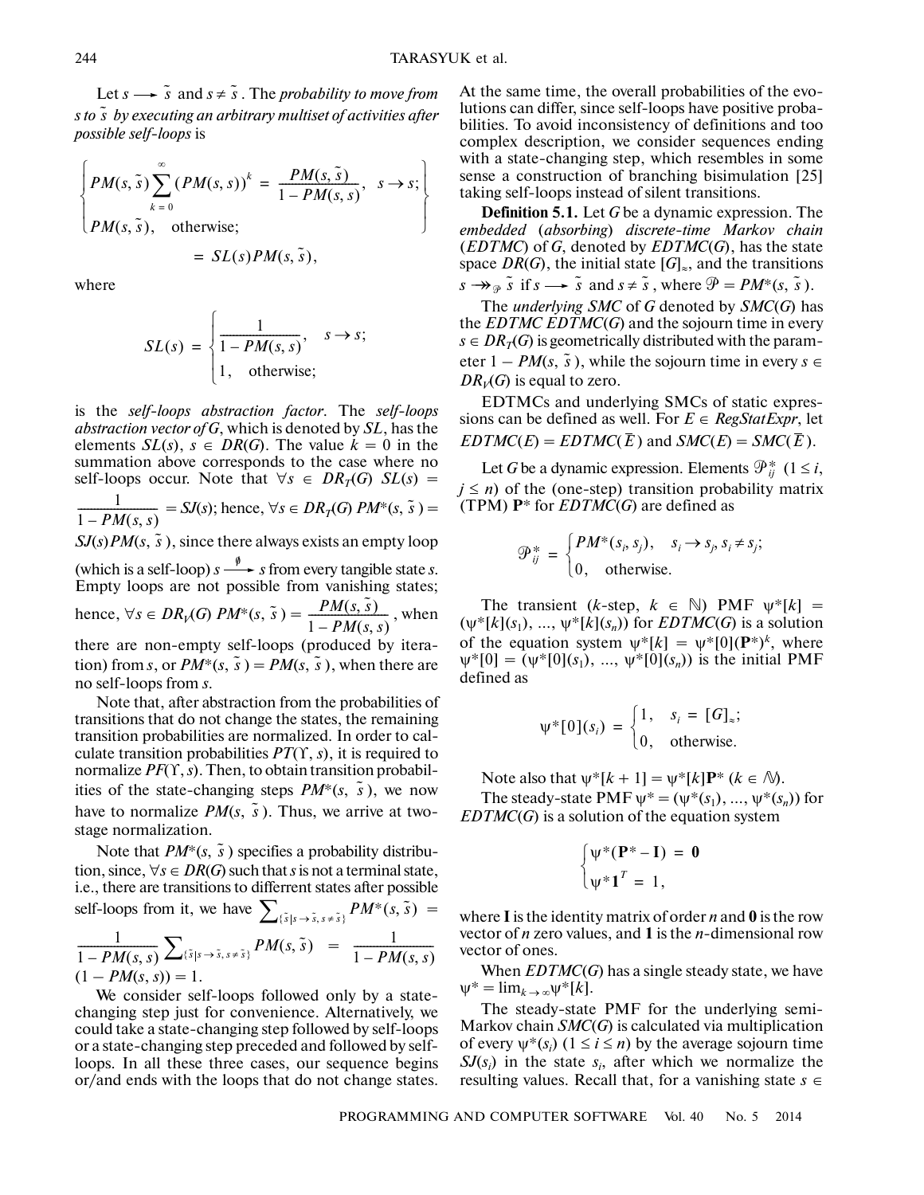Let $s \longrightarrow \tilde{s}$ and $s \neq \tilde{s}$. The *probability to move from s to $\tilde{s}$ by executing an arbitrary multiset of activities after possible self-loops* is

$$\begin{Bmatrix} PM(s,\tilde{s})\sum_{k=0}^{\infty}(PM(s,s))^k = \dfrac{PM(s,\tilde{s})}{1-PM(s,s)}, & s \to s; \\ PM(s,\tilde{s}), & \text{otherwise}; \end{Bmatrix} = SL(s)PM(s,\tilde{s}),$$

where

$$SL(s) = \begin{cases} \dfrac{1}{1-PM(s,s)}, & s \to s; \\ 1, & \text{otherwise}; \end{cases}$$

is the *self-loops abstraction factor*. The *self-loops abstraction vector of G*, which is denoted by $SL$, has the elements $SL(s)$, $s \in DR(G)$. The value $k = 0$ in the summation above corresponds to the case where no self-loops occur. Note that $\forall s \in DR_T(G)$ $SL(s) = \dfrac{1}{1-PM(s,s)} = SJ(s)$; hence, $\forall s \in DR_T(G)$ $PM^*(s,\tilde{s}) = SJ(s)PM(s,\tilde{s})$, since there always exists an empty loop (which is a self-loop) $s \xrightarrow{\emptyset} s$ from every tangible state $s$. Empty loops are not possible from vanishing states; hence, $\forall s \in DR_V(G)$ $PM^*(s,\tilde{s}) = \dfrac{PM(s,\tilde{s})}{1-PM(s,s)}$, when there are non-empty self-loops (produced by iteration) from $s$, or $PM^*(s,\tilde{s}) = PM(s,\tilde{s})$, when there are no self-loops from $s$.

Note that, after abstraction from the probabilities of transitions that do not change the states, the remaining transition probabilities are normalized. In order to calculate transition probabilities $PT(\Upsilon, s)$, it is required to normalize $PF(\Upsilon, s)$. Then, to obtain transition probabilities of the state-changing steps $PM^*(s,\tilde{s})$, we now have to normalize $PM(s,\tilde{s})$. Thus, we arrive at two-stage normalization.

Note that $PM^*(s,\tilde{s})$ specifies a probability distribution, since, $\forall s \in DR(G)$ such that $s$ is not a terminal state, i.e., there are transitions to different states after possible self-loops from it, we have $\sum_{\{\tilde{s}|s\to\tilde{s},\, s\neq\tilde{s}\}} PM^*(s,\tilde{s}) = \dfrac{1}{1-PM(s,s)}\sum_{\{\tilde{s}|s\to\tilde{s},\, s\neq\tilde{s}\}} PM(s,\tilde{s}) = \dfrac{1}{1-PM(s,s)}(1-PM(s,s)) = 1$.

We consider self-loops followed only by a state-changing step just for convenience. Alternatively, we could take a state-changing step followed by self-loops or a state-changing step preceded and followed by self-loops. In all these three cases, our sequence begins or/and ends with the loops that do not change states. At the same time, the overall probabilities of the evolutions can differ, since self-loops have positive probabilities. To avoid inconsistency of definitions and too complex description, we consider sequences ending with a state-changing step, which resembles in some sense a construction of branching bisimulation [25] taking self-loops instead of silent transitions.

**Definition 5.1.** Let $G$ be a dynamic expression. The *embedded* (*absorbing*) *discrete-time Markov chain* (*EDTMC*) of $G$, denoted by $EDTMC(G)$, has the state space $DR(G)$, the initial state $[G]_\approx$, and the transitions $s \twoheadrightarrow_{\mathcal{P}} \tilde{s}$ if $s \longrightarrow \tilde{s}$ and $s \neq \tilde{s}$, where $\mathcal{P} = PM^*(s,\tilde{s})$.

The *underlying SMC* of $G$ denoted by $SMC(G)$ has the *EDTMC* $EDTMC(G)$ and the sojourn time in every $s \in DR_T(G)$ is geometrically distributed with the parameter $1 - PM(s,\tilde{s})$, while the sojourn time in every $s \in DR_V(G)$ is equal to zero.

EDTMCs and underlying SMCs of static expressions can be defined as well. For $E \in RegStatExpr$, let $EDTMC(E) = EDTMC(\overline{E})$ and $SMC(E) = SMC(\overline{E})$.

Let $G$ be a dynamic expression. Elements $\mathcal{P}^*_{ij}$ $(1 \le i, j \le n)$ of the (one-step) transition probability matrix (TPM) $\mathbf{P}^*$ for $EDTMC(G)$ are defined as

$$\mathcal{P}^*_{ij} = \begin{cases} PM^*(s_i, s_j), & s_i \to s_j,\, s_i \neq s_j; \\ 0, & \text{otherwise}. \end{cases}$$

The transient ($k$-step, $k \in \mathbb{N}$) PMF $\psi^*[k] = (\psi^*[k](s_1), \ldots, \psi^*[k](s_n))$ for $EDTMC(G)$ is a solution of the equation system $\psi^*[k] = \psi^*[0](\mathbf{P}^*)^k$, where $\psi^*[0] = (\psi^*[0](s_1), \ldots, \psi^*[0](s_n))$ is the initial PMF defined as

$$\psi^*[0](s_i) = \begin{cases} 1, & s_i = [G]_\approx; \\ 0, & \text{otherwise}. \end{cases}$$

Note also that $\psi^*[k+1] = \psi^*[k]\mathbf{P}^*$ $(k \in \mathbb{N})$.

The steady-state PMF $\psi^* = (\psi^*(s_1), \ldots, \psi^*(s_n))$ for $EDTMC(G)$ is a solution of the equation system

$$\begin{cases} \psi^*(\mathbf{P}^* - \mathbf{I}) = \mathbf{0} \\ \psi^*\mathbf{1}^T = 1, \end{cases}$$

where $\mathbf{I}$ is the identity matrix of order $n$ and $\mathbf{0}$ is the row vector of $n$ zero values, and $\mathbf{1}$ is the $n$-dimensional row vector of ones.

When $EDTMC(G)$ has a single steady state, we have $\psi^* = \lim_{k\to\infty}\psi^*[k]$.

The steady-state PMF for the underlying semi-Markov chain $SMC(G)$ is calculated via multiplication of every $\psi^*(s_i)$ $(1 \le i \le n)$ by the average sojourn time $SJ(s_i)$ in the state $s_i$, after which we normalize the resulting values. Recall that, for a vanishing state $s \in$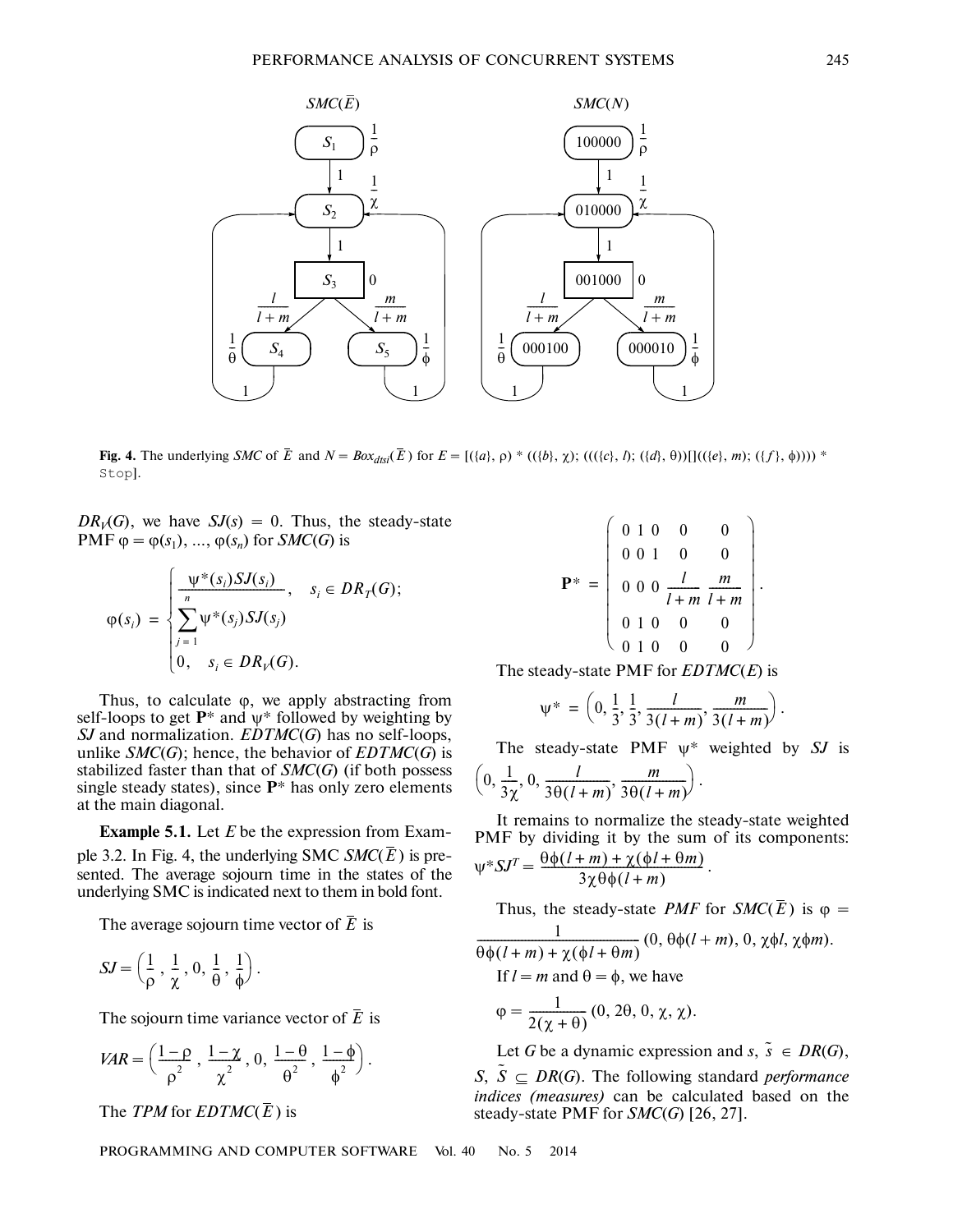Fig. 4. The underlying *SMC* of $\overline{E}$ and $N = Box_{dtsi}(\overline{E})$ for $E = [(\{a\}, \rho) * ((\{b\}, \chi); (((\{c\}, l); (\{d\}, \theta))[]((\{e\}, m); (\{f\}, \phi)))) * \texttt{Stop}]$.

$DR_V(G)$, we have $SJ(s) = 0$. Thus, the steady-state PMF $\varphi = \varphi(s_1), \ldots, \varphi(s_n)$ for $SMC(G)$ is

$$\varphi(s_i) = \begin{cases} \dfrac{\psi^*(s_i)SJ(s_i)}{\sum_{j=1}^{n}\psi^*(s_j)SJ(s_j)}, & s_i \in DR_T(G); \\ 0, & s_i \in DR_V(G). \end{cases}$$

Thus, to calculate $\varphi$, we apply abstracting from self-loops to get $\mathbf{P}^*$ and $\psi^*$ followed by weighting by $SJ$ and normalization. $EDTMC(G)$ has no self-loops, unlike $SMC(G)$; hence, the behavior of $EDTMC(G)$ is stabilized faster than that of $SMC(G)$ (if both possess single steady states), since $\mathbf{P}^*$ has only zero elements at the main diagonal.

**Example 5.1.** Let $E$ be the expression from Example 3.2. In Fig. 4, the underlying SMC $SMC(\overline{E})$ is presented. The average sojourn time in the states of the underlying SMC is indicated next to them in bold font.

The average sojourn time vector of $\overline{E}$ is

$$SJ = \left(\frac{1}{\rho}, \frac{1}{\chi}, 0, \frac{1}{\theta}, \frac{1}{\phi}\right).$$

The sojourn time variance vector of $\overline{E}$ is

$$VAR = \left(\frac{1-\rho}{\rho^2}, \frac{1-\chi}{\chi^2}, 0, \frac{1-\theta}{\theta^2}, \frac{1-\phi}{\phi^2}\right).$$

The *TPM* for $EDTMC(\overline{E})$ is

$$\mathbf{P}^* = \begin{pmatrix} 0 & 1 & 0 & 0 & 0 \\ 0 & 0 & 1 & 0 & 0 \\ 0 & 0 & 0 & \frac{l}{l+m} & \frac{m}{l+m} \\ 0 & 1 & 0 & 0 & 0 \\ 0 & 1 & 0 & 0 & 0 \end{pmatrix}.$$

The steady-state PMF for $EDTMC(E)$ is

$$\psi^* = \left(0, \frac{1}{3}, \frac{1}{3}, \frac{l}{3(l+m)}, \frac{m}{3(l+m)}\right).$$

The steady-state PMF $\psi^*$ weighted by $SJ$ is $\left(0, \frac{1}{3\chi}, 0, \frac{l}{3\theta(l+m)}, \frac{m}{3\theta(l+m)}\right)$.

It remains to normalize the steady-state weighted PMF by dividing it by the sum of its components: $\psi^* SJ^T = \frac{\theta\phi(l+m) + \chi(\phi l + \theta m)}{3\chi\theta\phi(l+m)}$.

Thus, the steady-state *PMF* for $SMC(\overline{E})$ is $\varphi = \frac{1}{\theta\phi(l+m) + \chi(\phi l + \theta m)}(0, \theta\phi(l+m), 0, \chi\phi l, \chi\phi m)$.

If $l = m$ and $\theta = \phi$, we have

$$\varphi = \frac{1}{2(\chi+\theta)}(0, 2\theta, 0, \chi, \chi).$$

Let $G$ be a dynamic expression and $s, \tilde{s} \in DR(G)$, $S, \tilde{S} \subseteq DR(G)$. The following standard *performance indices (measures)* can be calculated based on the steady-state PMF for $SMC(G)$ [26, 27].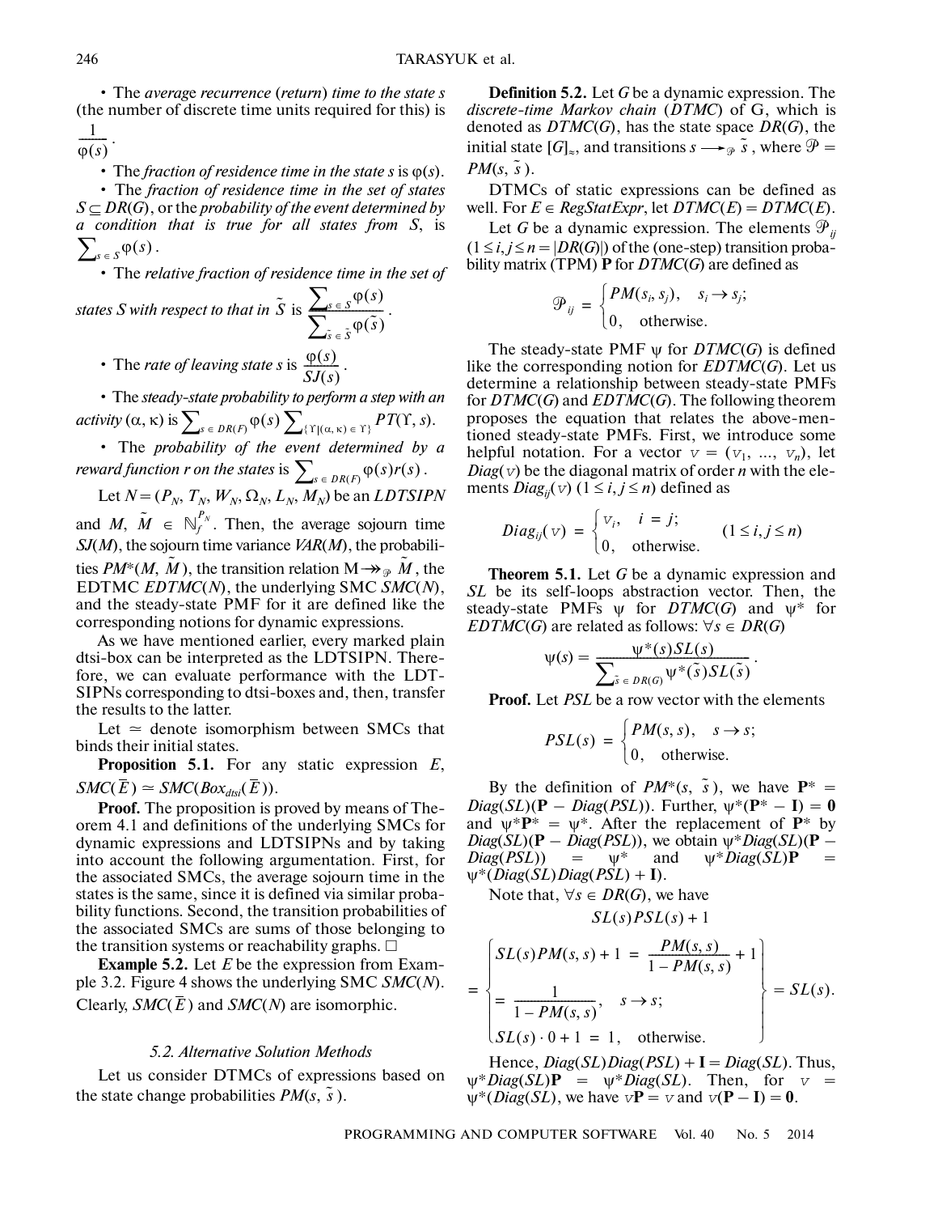• The *average recurrence (return) time to the state s* (the number of discrete time units required for this) is $\frac{1}{\varphi(s)}$.

• The *fraction of residence time in the state s* is $\varphi(s)$.

• The *fraction of residence time in the set of states* $S \subseteq DR(G)$, or the *probability of the event determined by a condition that is true for all states from S*, is $\sum_{s \in S} \varphi(s)$.

• The *relative fraction of residence time in the set of states S with respect to that in* $\tilde{S}$ is $\frac{\sum_{s \in S} \varphi(s)}{\sum_{\tilde{s} \in \tilde{S}} \varphi(\tilde{s})}$.

• The *rate of leaving state s* is $\frac{\varphi(s)}{SJ(s)}$.

• The *steady-state probability to perform a step with an activity* $(\alpha, \kappa)$ is $\sum_{s \in DR(F)} \varphi(s) \sum_{\{\Upsilon | (\alpha, \kappa) \in \Upsilon\}} PT(\Upsilon, s)$.

• The *probability of the event determined by a reward function r on the states* is $\sum_{s \in DR(F)} \varphi(s) r(s)$.

Let $N = (P_N, T_N, W_N, \Omega_N, L_N, M_N)$ be an *LDTSIPN* and $M, \tilde{M} \in \mathbb{N}_f^{P_N}$. Then, the average sojourn time $SJ(M)$, the sojourn time variance $VAR(M)$, the probabilities $PM^*(M, \tilde{M})$, the transition relation $M \twoheadrightarrow_{\mathcal{P}} \tilde{M}$, the EDTMC $EDTMC(N)$, the underlying SMC $SMC(N)$, and the steady-state PMF for it are defined like the corresponding notions for dynamic expressions.

As we have mentioned earlier, every marked plain dtsi-box can be interpreted as the LDTSIPN. Therefore, we can evaluate performance with the LDTSIPNs corresponding to dtsi-boxes and, then, transfer the results to the latter.

Let $\simeq$ denote isomorphism between SMCs that binds their initial states.

**Proposition 5.1.** For any static expression $E$, $SMC(\overline{E}) \simeq SMC(Box_{dtsi}(\overline{E}))$.

**Proof.** The proposition is proved by means of Theorem 4.1 and definitions of the underlying SMCs for dynamic expressions and LDTSIPNs and by taking into account the following argumentation. First, for the associated SMCs, the average sojourn time in the states is the same, since it is defined via similar probability functions. Second, the transition probabilities of the associated SMCs are sums of those belonging to the transition systems or reachability graphs. □

**Example 5.2.** Let $E$ be the expression from Example 3.2. Figure 4 shows the underlying SMC $SMC(N)$. Clearly, $SMC(\overline{E})$ and $SMC(N)$ are isomorphic.

### 5.2. Alternative Solution Methods

Let us consider DTMCs of expressions based on the state change probabilities $PM(s, \tilde{s})$.

**Definition 5.2.** Let $G$ be a dynamic expression. The *discrete-time Markov chain* (*DTMC*) of G, which is denoted as $DTMC(G)$, has the state space $DR(G)$, the initial state $[G]_\approx$, and transitions $s \rightarrow_{\mathcal{P}} \tilde{s}$, where $\mathcal{P} = PM(s, \tilde{s})$.

DTMCs of static expressions can be defined as well. For $E \in RegStatExpr$, let $DTMC(E) = DTMC(\overline{E})$.

Let $G$ be a dynamic expression. The elements $\mathcal{P}_{ij}$ ($1 \le i, j \le n = |DR(G)|$) of the (one-step) transition probability matrix (TPM) $\mathbf{P}$ for $DTMC(G)$ are defined as

$$\mathcal{P}_{ij} = \begin{cases} PM(s_i, s_j), & s_i \rightarrow s_j; \\ 0, & \text{otherwise.} \end{cases}$$

The steady-state PMF $\psi$ for $DTMC(G)$ is defined like the corresponding notion for $EDTMC(G)$. Let us determine a relationship between steady-state PMFs for $DTMC(G)$ and $EDTMC(G)$. The following theorem proposes the equation that relates the above-mentioned steady-state PMFs. First, we introduce some helpful notation. For a vector $v = (v_1, \ldots, v_n)$, let $Diag(v)$ be the diagonal matrix of order $n$ with the elements $Diag_{ij}(v)$ ($1 \le i, j \le n$) defined as

$$Diag_{ij}(v) = \begin{cases} v_i, & i = j; \\ 0, & \text{otherwise.} \end{cases} \quad (1 \le i, j \le n)$$

**Theorem 5.1.** Let $G$ be a dynamic expression and $SL$ be its self-loops abstraction vector. Then, the steady-state PMFs $\psi$ for $DTMC(G)$ and $\psi^*$ for $EDTMC(G)$ are related as follows: $\forall s \in DR(G)$

$$\psi(s) = \frac{\psi^*(s)SL(s)}{\sum_{\tilde{s} \in DR(G)} \psi^*(\tilde{s})SL(\tilde{s})}.$$

**Proof.** Let $PSL$ be a row vector with the elements

$$PSL(s) = \begin{cases} PM(s, s), & s \rightarrow s; \\ 0, & \text{otherwise.} \end{cases}$$

By the definition of $PM^*(s, \tilde{s})$, we have $\mathbf{P}^* = Diag(SL)(\mathbf{P} - Diag(PSL))$. Further, $\psi^*(\mathbf{P}^* - \mathbf{I}) = \mathbf{0}$ and $\psi^*\mathbf{P}^* = \psi^*$. After the replacement of $\mathbf{P}^*$ by $Diag(SL)(\mathbf{P} - Diag(PSL))$, we obtain $\psi^*Diag(SL)(\mathbf{P} - Diag(PSL)) = \psi^*$ and $\psi^*Diag(SL)\mathbf{P} = \psi^*(Diag(SL)Diag(PSL) + \mathbf{I})$.

Note that, $\forall s \in DR(G)$, we have

$$SL(s)PSL(s) + 1$$

$$= \begin{Bmatrix} SL(s)PM(s, s) + 1 = \frac{PM(s, s)}{1 - PM(s, s)} + 1 \\ = \frac{1}{1 - PM(s, s)}, \quad s \rightarrow s; \\ SL(s) \cdot 0 + 1 = 1, \quad \text{otherwise.} \end{Bmatrix} = SL(s).$$

Hence, $Diag(SL)Diag(PSL) + \mathbf{I} = Diag(SL)$. Thus, $\psi^*Diag(SL)\mathbf{P} = \psi^*Diag(SL)$. Then, for $v = \psi^*(Diag(SL)$, we have $v\mathbf{P} = v$ and $v(\mathbf{P} - \mathbf{I}) = \mathbf{0}$.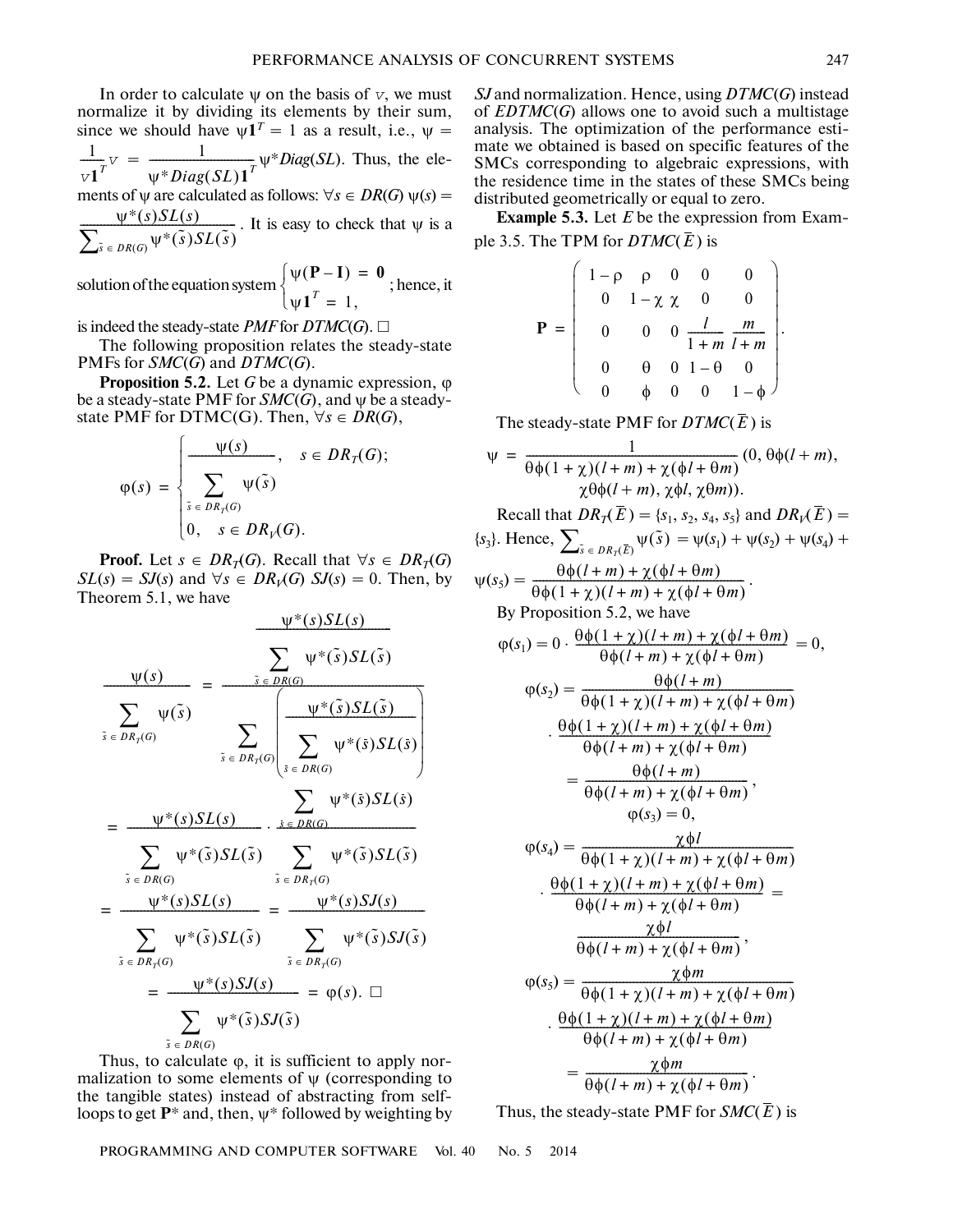In order to calculate $\psi$ on the basis of $v$, we must normalize it by dividing its elements by their sum, since we should have $\psi\mathbf{1}^T = 1$ as a result, i.e., $\psi = \frac{1}{v\mathbf{1}^T}v = \frac{1}{\psi^* Diag(SL)\mathbf{1}^T}\psi^* Diag(SL)$. Thus, the elements of $\psi$ are calculated as follows: $\forall s \in DR(G)$ $\psi(s) = \frac{\psi^*(s)SL(s)}{\sum_{\tilde{s} \in DR(G)}\psi^*(\tilde{s})SL(\tilde{s})}$. It is easy to check that $\psi$ is a solution of the equation system $\begin{cases}\psi(\mathbf{P}-\mathbf{I}) = \mathbf{0}\\ \psi\mathbf{1}^T = 1,\end{cases}$; hence, it is indeed the steady-state *PMF* for *DTMC*(*G*). □

The following proposition relates the steady-state PMFs for *SMC*(*G*) and *DTMC*(*G*).

**Proposition 5.2.** Let $G$ be a dynamic expression, $\varphi$ be a steady-state PMF for *SMC*(*G*), and $\psi$ be a steady-state PMF for DTMC(G). Then, $\forall s \in DR(G)$,

$$\varphi(s) = \begin{cases}\frac{\psi(s)}{\sum_{\tilde{s} \in DR_T(G)}\psi(\tilde{s})}, & s \in DR_T(G);\\ 0, & s \in DR_V(G).\end{cases}$$

**Proof.** Let $s \in DR_T(G)$. Recall that $\forall s \in DR_T(G)$ $SL(s) = SJ(s)$ and $\forall s \in DR_V(G)$ $SJ(s) = 0$. Then, by Theorem 5.1, we have

$$\frac{\psi(s)}{\sum_{\tilde{s} \in DR_T(G)}\psi(\tilde{s})} = \frac{\frac{\psi^*(s)SL(s)}{\sum_{\tilde{s} \in DR(G)}\psi^*(\tilde{s})SL(\tilde{s})}}{\sum_{\tilde{s} \in DR_T(G)}\left(\frac{\psi^*(\tilde{s})SL(\tilde{s})}{\sum_{\check{s} \in DR(G)}\psi^*(\check{s})SL(\check{s})}\right)}$$

$$= \frac{\psi^*(s)SL(s)}{\sum_{\tilde{s} \in DR(G)}\psi^*(\tilde{s})SL(\tilde{s})} \cdot \frac{\sum_{\check{s} \in DR(G)}\psi^*(\check{s})SL(\check{s})}{\sum_{\tilde{s} \in DR_T(G)}\psi^*(\tilde{s})SL(\tilde{s})}$$

$$= \frac{\psi^*(s)SL(s)}{\sum_{\tilde{s} \in DR_T(G)}\psi^*(\tilde{s})SL(\tilde{s})} = \frac{\psi^*(s)SJ(s)}{\sum_{\tilde{s} \in DR_T(G)}\psi^*(\tilde{s})SJ(\tilde{s})}$$

$$= \frac{\psi^*(s)SJ(s)}{\sum_{\tilde{s} \in DR(G)}\psi^*(\tilde{s})SJ(\tilde{s})} = \varphi(s). \ \square$$

Thus, to calculate $\varphi$, it is sufficient to apply normalization to some elements of $\psi$ (corresponding to the tangible states) instead of abstracting from self-loops to get $\mathbf{P}^*$ and, then, $\psi^*$ followed by weighting by *SJ* and normalization. Hence, using *DTMC*(*G*) instead of *EDTMC*(*G*) allows one to avoid such a multistage analysis. The optimization of the performance estimate we obtained is based on specific features of the SMCs corresponding to algebraic expressions, with the residence time in the states of these SMCs being distributed geometrically or equal to zero.

**Example 5.3.** Let $E$ be the expression from Example 3.5. The TPM for $DTMC(\overline{E})$ is

$$\mathbf{P} = \begin{pmatrix} 1-\rho & \rho & 0 & 0 & 0\\ 0 & 1-\chi & \chi & 0 & 0\\ 0 & 0 & 0 & \frac{l}{1+m} & \frac{m}{l+m}\\ 0 & \theta & 0 & 1-\theta & 0\\ 0 & \phi & 0 & 0 & 1-\phi \end{pmatrix}.$$

The steady-state PMF for $DTMC(\overline{E})$ is

$$\psi = \frac{1}{\theta\phi(1+\chi)(l+m)+\chi(\phi l+\theta m)}(0, \theta\phi(l+m), \chi\theta\phi(l+m), \chi\phi l, \chi\theta m)).$$

Recall that $DR_T(\overline{E}) = \{s_1, s_2, s_4, s_5\}$ and $DR_V(\overline{E}) = \{s_3\}$. Hence, $\sum_{\tilde{s} \in DR_T(\overline{E})}\psi(\tilde{s}) = \psi(s_1)+\psi(s_2)+\psi(s_4)+\psi(s_5) = \frac{\theta\phi(l+m)+\chi(\phi l+\theta m)}{\theta\phi(1+\chi)(l+m)+\chi(\phi l+\theta m)}$.

By Proposition 5.2, we have

$$\varphi(s_1) = 0 \cdot \frac{\theta\phi(1+\chi)(l+m)+\chi(\phi l+\theta m)}{\theta\phi(l+m)+\chi(\phi l+\theta m)} = 0,$$

$$\varphi(s_2) = \frac{\theta\phi(l+m)}{\theta\phi(1+\chi)(l+m)+\chi(\phi l+\theta m)} \cdot \frac{\theta\phi(1+\chi)(l+m)+\chi(\phi l+\theta m)}{\theta\phi(l+m)+\chi(\phi l+\theta m)} = \frac{\theta\phi(l+m)}{\theta\phi(l+m)+\chi(\phi l+\theta m)},$$

$$\varphi(s_3) = 0,$$

$$\varphi(s_4) = \frac{\chi\phi l}{\theta\phi(1+\chi)(l+m)+\chi(\phi l+\theta m)} \cdot \frac{\theta\phi(1+\chi)(l+m)+\chi(\phi l+\theta m)}{\theta\phi(l+m)+\chi(\phi l+\theta m)} = \frac{\chi\phi l}{\theta\phi(l+m)+\chi(\phi l+\theta m)},$$

$$\varphi(s_5) = \frac{\chi\phi m}{\theta\phi(1+\chi)(l+m)+\chi(\phi l+\theta m)} \cdot \frac{\theta\phi(1+\chi)(l+m)+\chi(\phi l+\theta m)}{\theta\phi(l+m)+\chi(\phi l+\theta m)} = \frac{\chi\phi m}{\theta\phi(l+m)+\chi(\phi l+\theta m)}.$$

Thus, the steady-state PMF for $SMC(\overline{E})$ is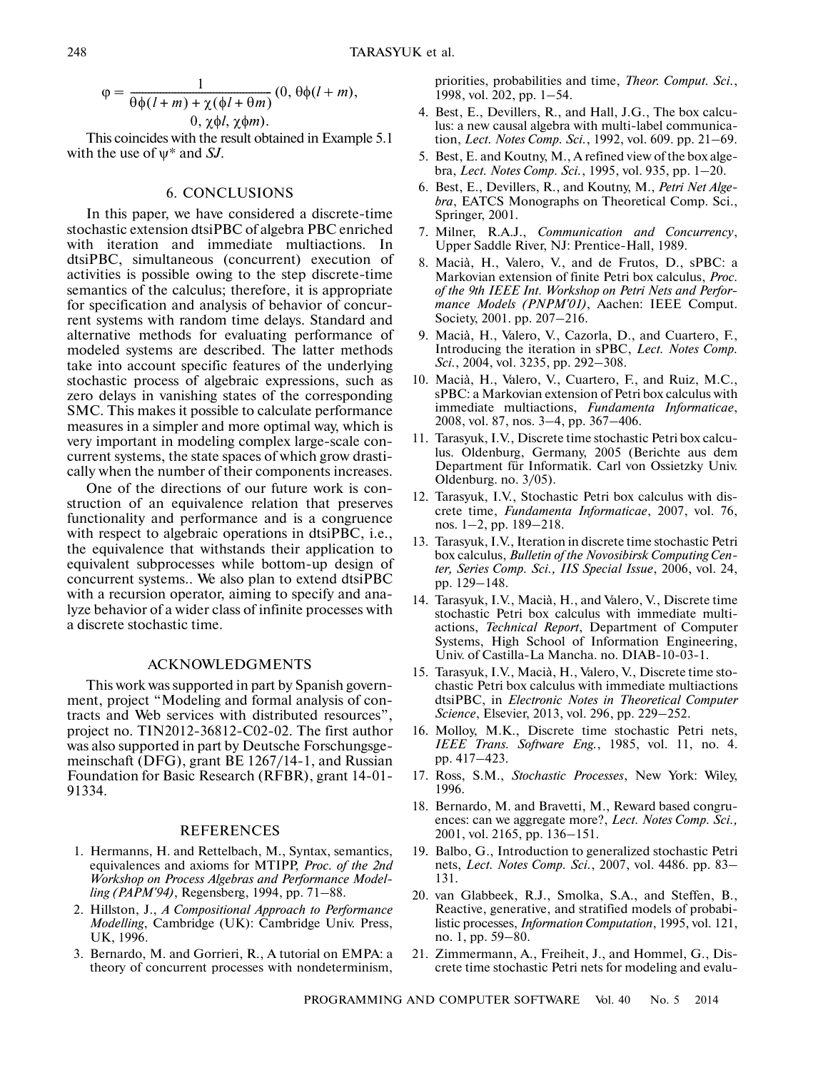$$\varphi = \frac{1}{\theta\phi(l+m) + \chi(\phi l + \theta m)}(0, \theta\phi(l+m), 0, \chi\phi l, \chi\phi m).$$

This coincides with the result obtained in Example 5.1 with the use of $\psi^*$ and *SJ*.

## 6. CONCLUSIONS

In this paper, we have considered a discrete-time stochastic extension dtsiPBC of algebra PBC enriched with iteration and immediate multiactions. In dtsiPBC, simultaneous (concurrent) execution of activities is possible owing to the step discrete-time semantics of the calculus; therefore, it is appropriate for specification and analysis of behavior of concurrent systems with random time delays. Standard and alternative methods for evaluating performance of modeled systems are described. The latter methods take into account specific features of the underlying stochastic process of algebraic expressions, such as zero delays in vanishing states of the corresponding SMC. This makes it possible to calculate performance measures in a simpler and more optimal way, which is very important in modeling complex large-scale concurrent systems, the state spaces of which grow drastically when the number of their components increases.

One of the directions of our future work is construction of an equivalence relation that preserves functionality and performance and is a congruence with respect to algebraic operations in dtsiPBC, i.e., the equivalence that withstands their application to equivalent subprocesses while bottom-up design of concurrent systems.. We also plan to extend dtsiPBC with a recursion operator, aiming to specify and analyze behavior of a wider class of infinite processes with a discrete stochastic time.

## ACKNOWLEDGMENTS

This work was supported in part by Spanish government, project "Modeling and formal analysis of contracts and Web services with distributed resources", project no. TIN2012-36812-C02-02. The first author was also supported in part by Deutsche Forschungsgemeinschaft (DFG), grant BE 1267/14-1, and Russian Foundation for Basic Research (RFBR), grant 14-01-91334.

## REFERENCES

1. Hermanns, H. and Rettelbach, M., Syntax, semantics, equivalences and axioms for MTIPP, *Proc. of the 2nd Workshop on Process Algebras and Performance Modelling (PAPM'94)*, Regensberg, 1994, pp. 71–88.
2. Hillston, J., *A Compositional Approach to Performance Modelling*, Cambridge (UK): Cambridge Univ. Press, UK, 1996.
3. Bernardo, M. and Gorrieri, R., A tutorial on EMPA: a theory of concurrent processes with nondeterminism, priorities, probabilities and time, *Theor. Comput. Sci.*, 1998, vol. 202, pp. 1–54.
4. Best, E., Devillers, R., and Hall, J.G., The box calculus: a new causal algebra with multi-label communication, *Lect. Notes Comp. Sci.*, 1992, vol. 609. pp. 21–69.
5. Best, E. and Koutny, M., A refined view of the box algebra, *Lect. Notes Comp. Sci.*, 1995, vol. 935, pp. 1–20.
6. Best, E., Devillers, R., and Koutny, M., *Petri Net Algebra*, EATCS Monographs on Theoretical Comp. Sci., Springer, 2001.
7. Milner, R.A.J., *Communication and Concurrency*, Upper Saddle River, NJ: Prentice-Hall, 1989.
8. Macià, H., Valero, V., and de Frutos, D., sPBC: a Markovian extension of finite Petri box calculus, *Proc. of the 9th IEEE Int. Workshop on Petri Nets and Performance Models (PNPM'01)*, Aachen: IEEE Comput. Society, 2001. pp. 207–216.
9. Macià, H., Valero, V., Cazorla, D., and Cuartero, F., Introducing the iteration in sPBC, *Lect. Notes Comp. Sci.*, 2004, vol. 3235, pp. 292–308.
10. Macià, H., Valero, V., Cuartero, F., and Ruiz, M.C., sPBC: a Markovian extension of Petri box calculus with immediate multiactions, *Fundamenta Informaticae*, 2008, vol. 87, nos. 3–4, pp. 367–406.
11. Tarasyuk, I.V., Discrete time stochastic Petri box calculus. Oldenburg, Germany, 2005 (Berichte aus dem Department für Informatik. Carl von Ossietzky Univ. Oldenburg. no. 3/05).
12. Tarasyuk, I.V., Stochastic Petri box calculus with discrete time, *Fundamenta Informaticae*, 2007, vol. 76, nos. 1–2, pp. 189–218.
13. Tarasyuk, I.V., Iteration in discrete time stochastic Petri box calculus, *Bulletin of the Novosibirsk Computing Center, Series Comp. Sci., IIS Special Issue*, 2006, vol. 24, pp. 129–148.
14. Tarasyuk, I.V., Macià, H., and Valero, V., Discrete time stochastic Petri box calculus with immediate multiactions, *Technical Report*, Department of Computer Systems, High School of Information Engineering, Univ. of Castilla-La Mancha. no. DIAB-10-03-1.
15. Tarasyuk, I.V., Macià, H., Valero, V., Discrete time stochastic Petri box calculus with immediate multiactions dtsiPBC, in *Electronic Notes in Theoretical Computer Science*, Elsevier, 2013, vol. 296, pp. 229–252.
16. Molloy, M.K., Discrete time stochastic Petri nets, *IEEE Trans. Software Eng.*, 1985, vol. 11, no. 4. pp. 417–423.
17. Ross, S.M., *Stochastic Processes*, New York: Wiley, 1996.
18. Bernardo, M. and Bravetti, M., Reward based congruences: can we aggregate more?, *Lect. Notes Comp. Sci.,* 2001, vol. 2165, pp. 136–151.
19. Balbo, G., Introduction to generalized stochastic Petri nets, *Lect. Notes Comp. Sci.*, 2007, vol. 4486. pp. 83–131.
20. van Glabbeek, R.J., Smolka, S.A., and Steffen, B., Reactive, generative, and stratified models of probabilistic processes, *Information Computation*, 1995, vol. 121, no. 1, pp. 59–80.
21. Zimmermann, A., Freiheit, J., and Hommel, G., Discrete time stochastic Petri nets for modeling and evalu-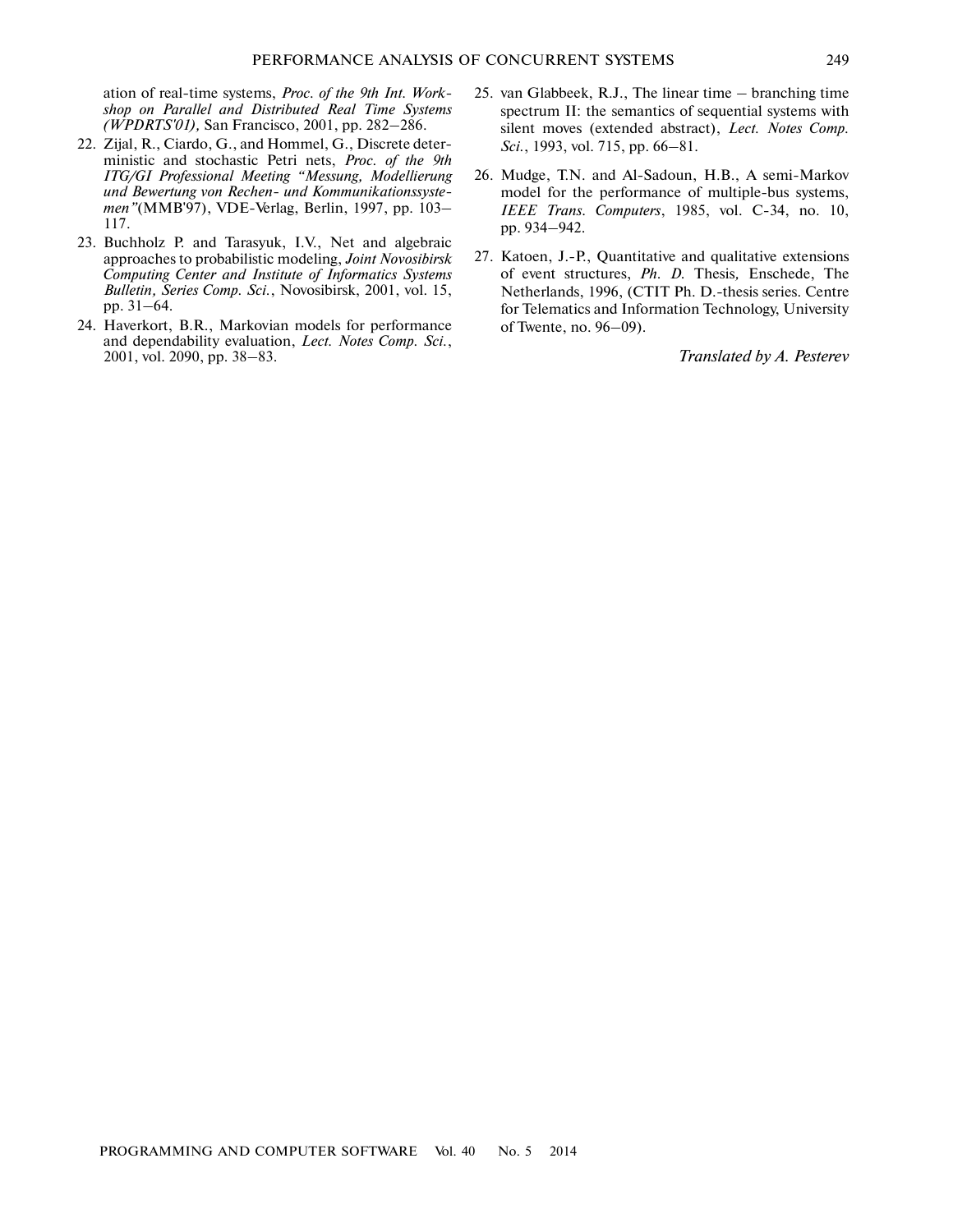ation of real-time systems, *Proc. of the 9th Int. Workshop on Parallel and Distributed Real Time Systems (WPDRTS'01),* San Francisco, 2001, pp. 282–286.

22. Zijal, R., Ciardo, G., and Hommel, G., Discrete deterministic and stochastic Petri nets, *Proc. of the 9th ITG/GI Professional Meeting "Messung, Modellierung und Bewertung von Rechen- und Kommunikationssystemen"*(MMB'97), VDE-Verlag, Berlin, 1997, pp. 103–117.
23. Buchholz P. and Tarasyuk, I.V., Net and algebraic approaches to probabilistic modeling, *Joint Novosibirsk Computing Center and Institute of Informatics Systems Bulletin, Series Comp. Sci.*, Novosibirsk, 2001, vol. 15, pp. 31–64.
24. Haverkort, B.R., Markovian models for performance and dependability evaluation, *Lect. Notes Comp. Sci.*, 2001, vol. 2090, pp. 38–83.
25. van Glabbeek, R.J., The linear time – branching time spectrum II: the semantics of sequential systems with silent moves (extended abstract), *Lect. Notes Comp. Sci.*, 1993, vol. 715, pp. 66–81.
26. Mudge, T.N. and Al-Sadoun, H.B., A semi-Markov model for the performance of multiple-bus systems, *IEEE Trans. Computers*, 1985, vol. C-34, no. 10, pp. 934–942.
27. Katoen, J.-P., Quantitative and qualitative extensions of event structures, *Ph. D.* Thesis*,* Enschede, The Netherlands, 1996, (CTIT Ph. D.-thesis series. Centre for Telematics and Information Technology, University of Twente, no. 96–09).

*Translated by A. Pesterev*